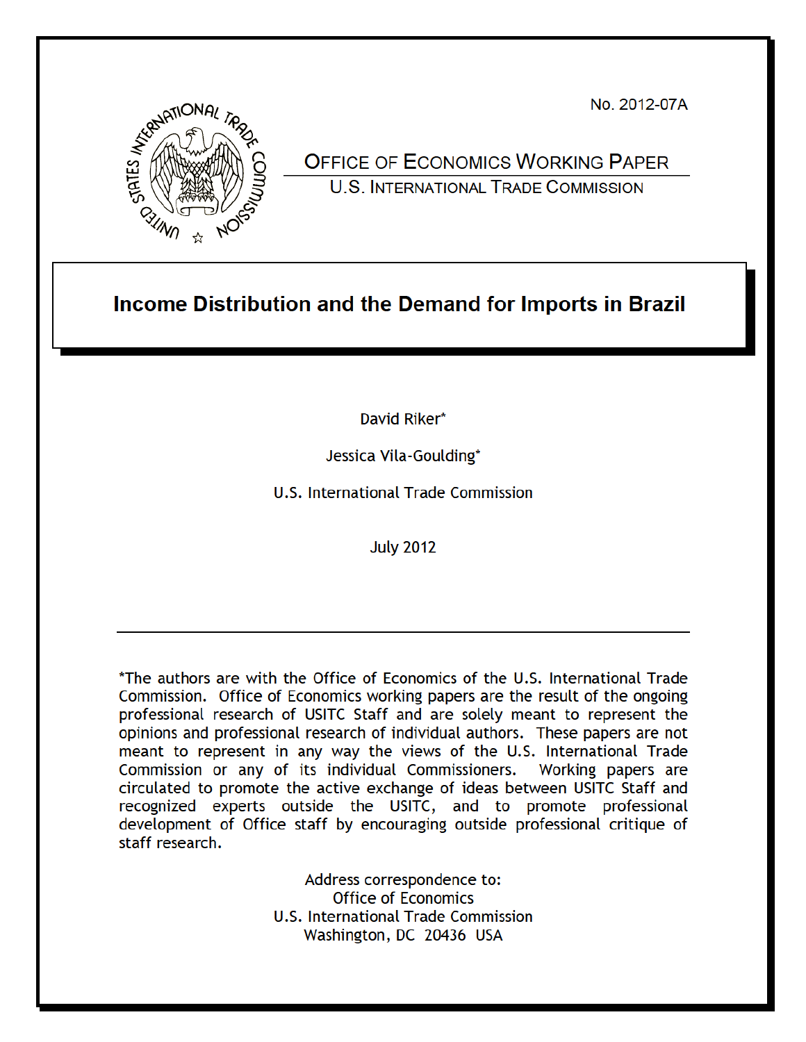No. 2012-07A

OFFICE OF ECONOMICS WORKING PAPER
U.S. INTERNATIONAL TRADE COMMISSION

# Income Distribution and the Demand for Imports in Brazil

David Riker*

Jessica Vila-Goulding*

U.S. International Trade Commission

July 2012

---

*The authors are with the Office of Economics of the U.S. International Trade Commission. Office of Economics working papers are the result of the ongoing professional research of USITC Staff and are solely meant to represent the opinions and professional research of individual authors. These papers are not meant to represent in any way the views of the U.S. International Trade Commission or any of its individual Commissioners. Working papers are circulated to promote the active exchange of ideas between USITC Staff and recognized experts outside the USITC, and to promote professional development of Office staff by encouraging outside professional critique of staff research.

Address correspondence to:
Office of Economics
U.S. International Trade Commission
Washington, DC 20436 USA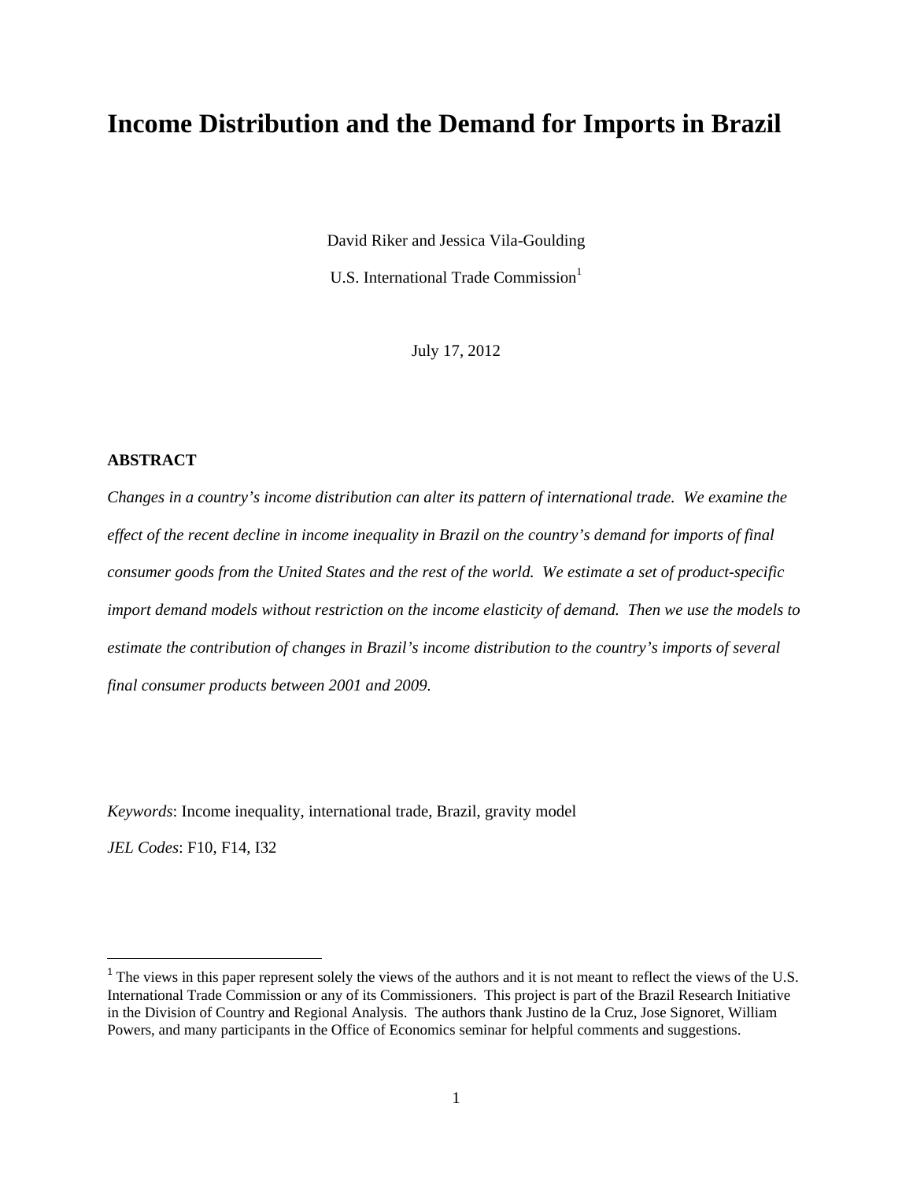# Income Distribution and the Demand for Imports in Brazil

David Riker and Jessica Vila-Goulding

U.S. International Trade Commission[1]

July 17, 2012

**ABSTRACT**

*Changes in a country's income distribution can alter its pattern of international trade. We examine the effect of the recent decline in income inequality in Brazil on the country's demand for imports of final consumer goods from the United States and the rest of the world. We estimate a set of product-specific import demand models without restriction on the income elasticity of demand. Then we use the models to estimate the contribution of changes in Brazil's income distribution to the country's imports of several final consumer products between 2001 and 2009.*

*Keywords*: Income inequality, international trade, Brazil, gravity model

*JEL Codes*: F10, F14, I32

---

[1] The views in this paper represent solely the views of the authors and it is not meant to reflect the views of the U.S. International Trade Commission or any of its Commissioners. This project is part of the Brazil Research Initiative in the Division of Country and Regional Analysis. The authors thank Justino de la Cruz, Jose Signoret, William Powers, and many participants in the Office of Economics seminar for helpful comments and suggestions.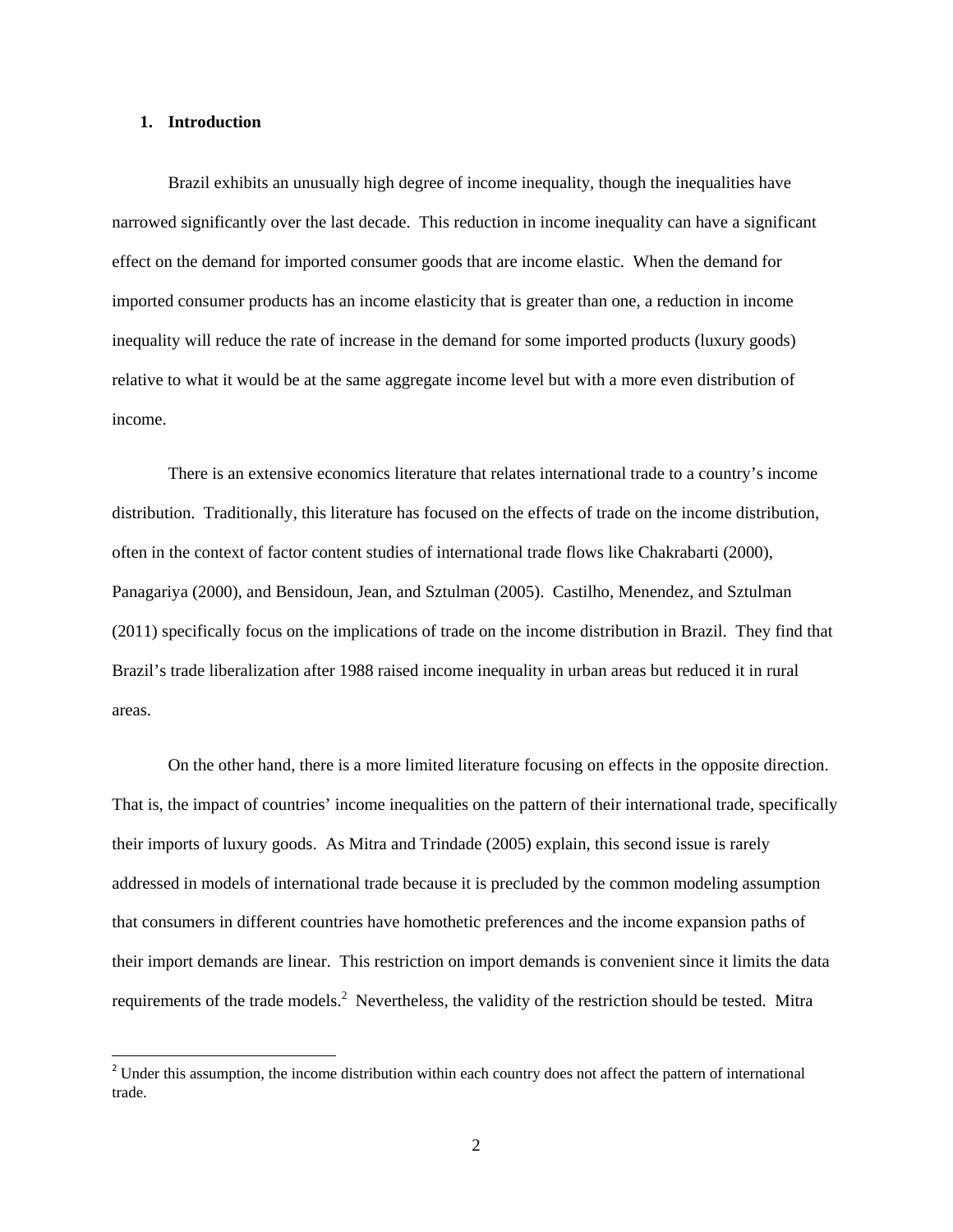## 1. Introduction

Brazil exhibits an unusually high degree of income inequality, though the inequalities have narrowed significantly over the last decade. This reduction in income inequality can have a significant effect on the demand for imported consumer goods that are income elastic. When the demand for imported consumer products has an income elasticity that is greater than one, a reduction in income inequality will reduce the rate of increase in the demand for some imported products (luxury goods) relative to what it would be at the same aggregate income level but with a more even distribution of income.

There is an extensive economics literature that relates international trade to a country's income distribution. Traditionally, this literature has focused on the effects of trade on the income distribution, often in the context of factor content studies of international trade flows like Chakrabarti (2000), Panagariya (2000), and Bensidoun, Jean, and Sztulman (2005). Castilho, Menendez, and Sztulman (2011) specifically focus on the implications of trade on the income distribution in Brazil. They find that Brazil's trade liberalization after 1988 raised income inequality in urban areas but reduced it in rural areas.

On the other hand, there is a more limited literature focusing on effects in the opposite direction. That is, the impact of countries' income inequalities on the pattern of their international trade, specifically their imports of luxury goods. As Mitra and Trindade (2005) explain, this second issue is rarely addressed in models of international trade because it is precluded by the common modeling assumption that consumers in different countries have homothetic preferences and the income expansion paths of their import demands are linear. This restriction on import demands is convenient since it limits the data requirements of the trade models.[2] Nevertheless, the validity of the restriction should be tested. Mitra

[2] Under this assumption, the income distribution within each country does not affect the pattern of international trade.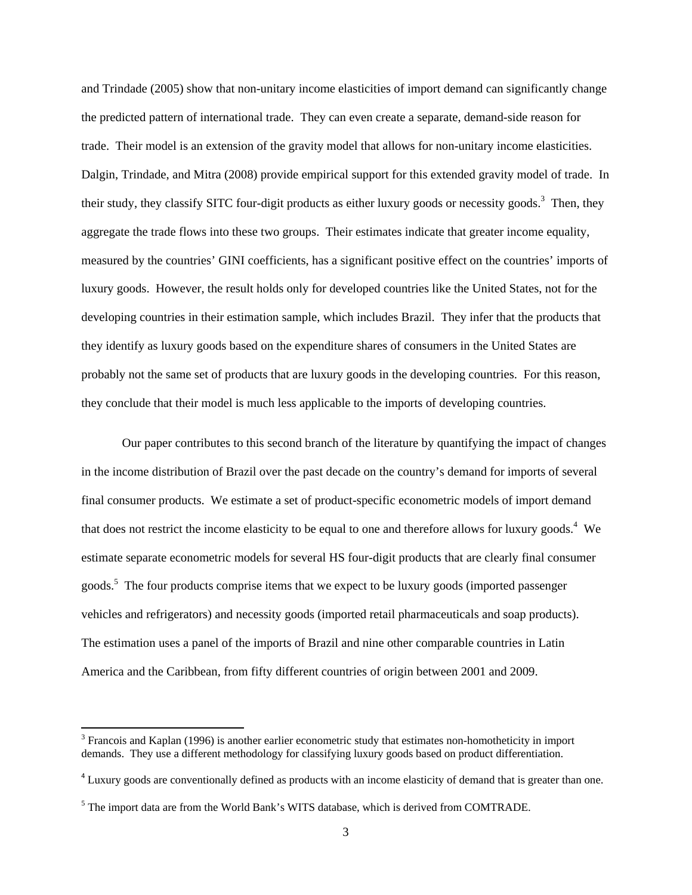and Trindade (2005) show that non-unitary income elasticities of import demand can significantly change the predicted pattern of international trade. They can even create a separate, demand-side reason for trade. Their model is an extension of the gravity model that allows for non-unitary income elasticities. Dalgin, Trindade, and Mitra (2008) provide empirical support for this extended gravity model of trade. In their study, they classify SITC four-digit products as either luxury goods or necessity goods.[3] Then, they aggregate the trade flows into these two groups. Their estimates indicate that greater income equality, measured by the countries' GINI coefficients, has a significant positive effect on the countries' imports of luxury goods. However, the result holds only for developed countries like the United States, not for the developing countries in their estimation sample, which includes Brazil. They infer that the products that they identify as luxury goods based on the expenditure shares of consumers in the United States are probably not the same set of products that are luxury goods in the developing countries. For this reason, they conclude that their model is much less applicable to the imports of developing countries.

Our paper contributes to this second branch of the literature by quantifying the impact of changes in the income distribution of Brazil over the past decade on the country's demand for imports of several final consumer products. We estimate a set of product-specific econometric models of import demand that does not restrict the income elasticity to be equal to one and therefore allows for luxury goods.[4] We estimate separate econometric models for several HS four-digit products that are clearly final consumer goods.[5] The four products comprise items that we expect to be luxury goods (imported passenger vehicles and refrigerators) and necessity goods (imported retail pharmaceuticals and soap products). The estimation uses a panel of the imports of Brazil and nine other comparable countries in Latin America and the Caribbean, from fifty different countries of origin between 2001 and 2009.

[3] Francois and Kaplan (1996) is another earlier econometric study that estimates non-homotheticity in import demands. They use a different methodology for classifying luxury goods based on product differentiation.

[4] Luxury goods are conventionally defined as products with an income elasticity of demand that is greater than one.

[5] The import data are from the World Bank's WITS database, which is derived from COMTRADE.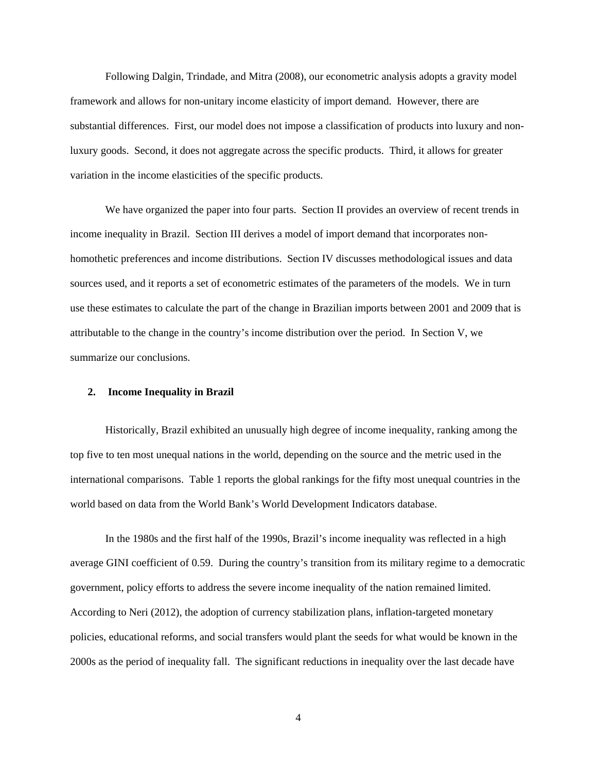Following Dalgin, Trindade, and Mitra (2008), our econometric analysis adopts a gravity model framework and allows for non-unitary income elasticity of import demand. However, there are substantial differences. First, our model does not impose a classification of products into luxury and non-luxury goods. Second, it does not aggregate across the specific products. Third, it allows for greater variation in the income elasticities of the specific products.

We have organized the paper into four parts. Section II provides an overview of recent trends in income inequality in Brazil. Section III derives a model of import demand that incorporates non-homothetic preferences and income distributions. Section IV discusses methodological issues and data sources used, and it reports a set of econometric estimates of the parameters of the models. We in turn use these estimates to calculate the part of the change in Brazilian imports between 2001 and 2009 that is attributable to the change in the country's income distribution over the period. In Section V, we summarize our conclusions.

## 2. Income Inequality in Brazil

Historically, Brazil exhibited an unusually high degree of income inequality, ranking among the top five to ten most unequal nations in the world, depending on the source and the metric used in the international comparisons. Table 1 reports the global rankings for the fifty most unequal countries in the world based on data from the World Bank's World Development Indicators database.

In the 1980s and the first half of the 1990s, Brazil's income inequality was reflected in a high average GINI coefficient of 0.59. During the country's transition from its military regime to a democratic government, policy efforts to address the severe income inequality of the nation remained limited. According to Neri (2012), the adoption of currency stabilization plans, inflation-targeted monetary policies, educational reforms, and social transfers would plant the seeds for what would be known in the 2000s as the period of inequality fall. The significant reductions in inequality over the last decade have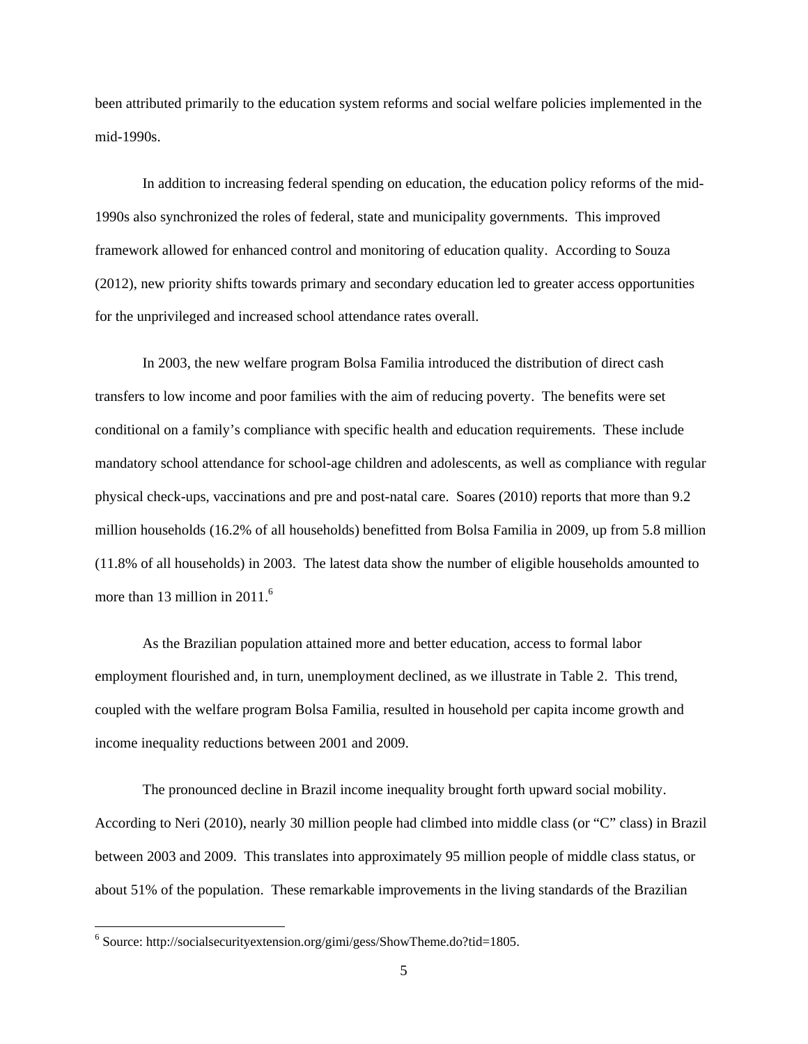been attributed primarily to the education system reforms and social welfare policies implemented in the mid-1990s.

In addition to increasing federal spending on education, the education policy reforms of the mid-1990s also synchronized the roles of federal, state and municipality governments. This improved framework allowed for enhanced control and monitoring of education quality. According to Souza (2012), new priority shifts towards primary and secondary education led to greater access opportunities for the unprivileged and increased school attendance rates overall.

In 2003, the new welfare program Bolsa Familia introduced the distribution of direct cash transfers to low income and poor families with the aim of reducing poverty. The benefits were set conditional on a family's compliance with specific health and education requirements. These include mandatory school attendance for school-age children and adolescents, as well as compliance with regular physical check-ups, vaccinations and pre and post-natal care. Soares (2010) reports that more than 9.2 million households (16.2% of all households) benefitted from Bolsa Familia in 2009, up from 5.8 million (11.8% of all households) in 2003. The latest data show the number of eligible households amounted to more than 13 million in 2011.[6]

As the Brazilian population attained more and better education, access to formal labor employment flourished and, in turn, unemployment declined, as we illustrate in Table 2. This trend, coupled with the welfare program Bolsa Familia, resulted in household per capita income growth and income inequality reductions between 2001 and 2009.

The pronounced decline in Brazil income inequality brought forth upward social mobility. According to Neri (2010), nearly 30 million people had climbed into middle class (or "C" class) in Brazil between 2003 and 2009. This translates into approximately 95 million people of middle class status, or about 51% of the population. These remarkable improvements in the living standards of the Brazilian

---

[6] Source: http://socialsecurityextension.org/gimi/gess/ShowTheme.do?tid=1805.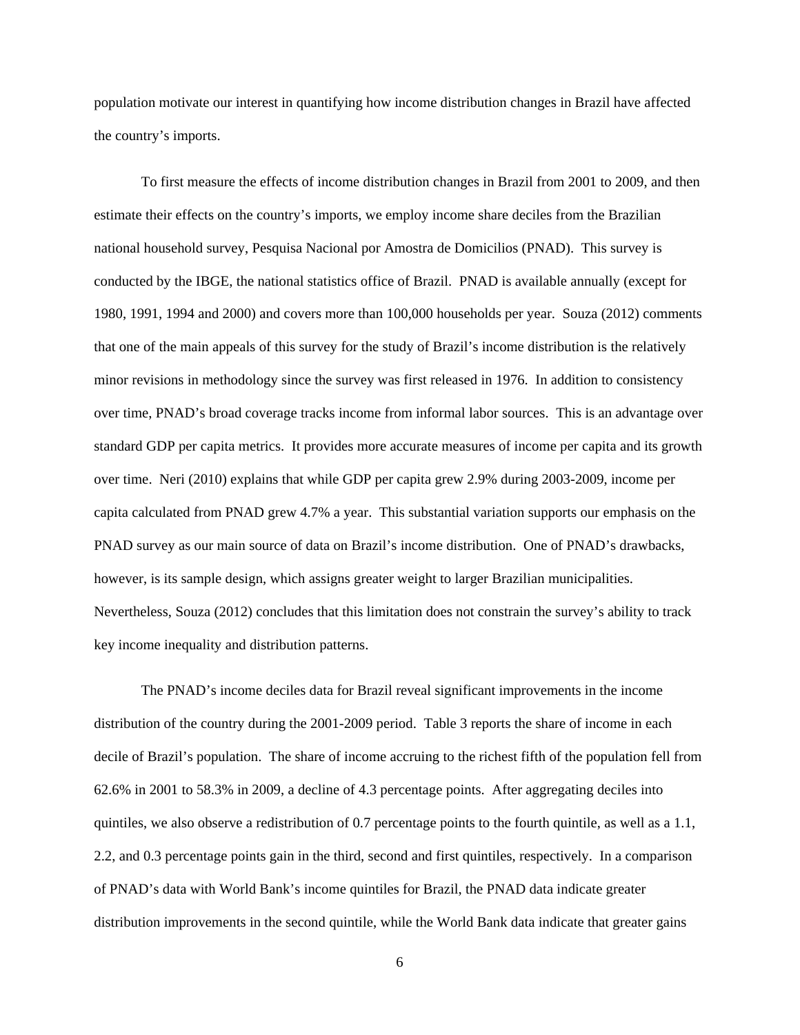population motivate our interest in quantifying how income distribution changes in Brazil have affected the country's imports.

To first measure the effects of income distribution changes in Brazil from 2001 to 2009, and then estimate their effects on the country's imports, we employ income share deciles from the Brazilian national household survey, Pesquisa Nacional por Amostra de Domicilios (PNAD). This survey is conducted by the IBGE, the national statistics office of Brazil. PNAD is available annually (except for 1980, 1991, 1994 and 2000) and covers more than 100,000 households per year. Souza (2012) comments that one of the main appeals of this survey for the study of Brazil's income distribution is the relatively minor revisions in methodology since the survey was first released in 1976. In addition to consistency over time, PNAD's broad coverage tracks income from informal labor sources. This is an advantage over standard GDP per capita metrics. It provides more accurate measures of income per capita and its growth over time. Neri (2010) explains that while GDP per capita grew 2.9% during 2003-2009, income per capita calculated from PNAD grew 4.7% a year. This substantial variation supports our emphasis on the PNAD survey as our main source of data on Brazil's income distribution. One of PNAD's drawbacks, however, is its sample design, which assigns greater weight to larger Brazilian municipalities. Nevertheless, Souza (2012) concludes that this limitation does not constrain the survey's ability to track key income inequality and distribution patterns.

The PNAD's income deciles data for Brazil reveal significant improvements in the income distribution of the country during the 2001-2009 period. Table 3 reports the share of income in each decile of Brazil's population. The share of income accruing to the richest fifth of the population fell from 62.6% in 2001 to 58.3% in 2009, a decline of 4.3 percentage points. After aggregating deciles into quintiles, we also observe a redistribution of 0.7 percentage points to the fourth quintile, as well as a 1.1, 2.2, and 0.3 percentage points gain in the third, second and first quintiles, respectively. In a comparison of PNAD's data with World Bank's income quintiles for Brazil, the PNAD data indicate greater distribution improvements in the second quintile, while the World Bank data indicate that greater gains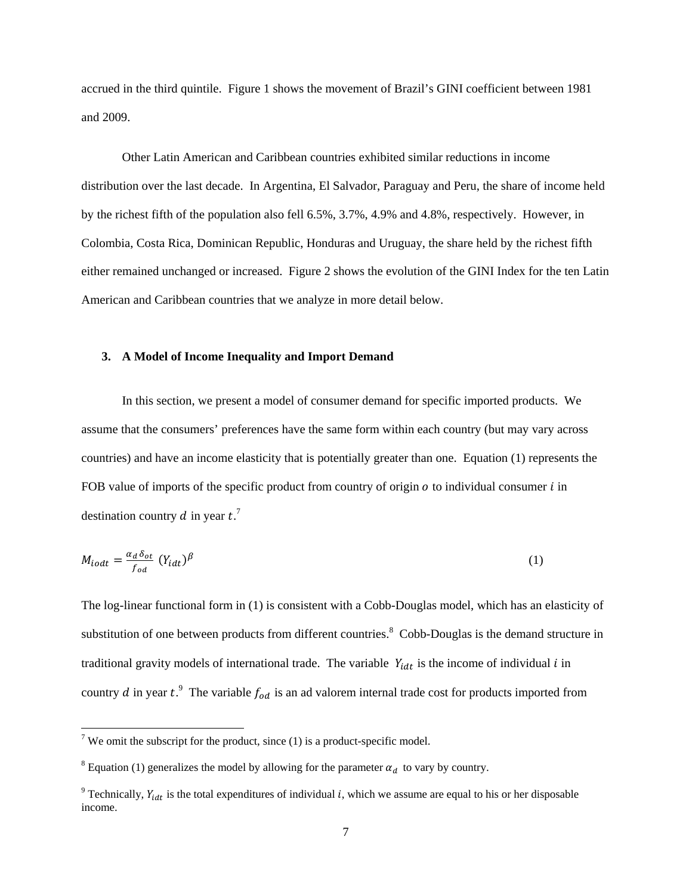accrued in the third quintile. Figure 1 shows the movement of Brazil's GINI coefficient between 1981 and 2009.

Other Latin American and Caribbean countries exhibited similar reductions in income distribution over the last decade. In Argentina, El Salvador, Paraguay and Peru, the share of income held by the richest fifth of the population also fell 6.5%, 3.7%, 4.9% and 4.8%, respectively. However, in Colombia, Costa Rica, Dominican Republic, Honduras and Uruguay, the share held by the richest fifth either remained unchanged or increased. Figure 2 shows the evolution of the GINI Index for the ten Latin American and Caribbean countries that we analyze in more detail below.

## 3. A Model of Income Inequality and Import Demand

In this section, we present a model of consumer demand for specific imported products. We assume that the consumers' preferences have the same form within each country (but may vary across countries) and have an income elasticity that is potentially greater than one. Equation (1) represents the FOB value of imports of the specific product from country of origin $o$ to individual consumer $i$ in destination country $d$ in year $t$.[7]

$$M_{iodt} = \frac{\alpha_d \, \delta_{ot}}{f_{od}} \, (Y_{idt})^{\beta} \tag{1}$$

The log-linear functional form in (1) is consistent with a Cobb-Douglas model, which has an elasticity of substitution of one between products from different countries.[8] Cobb-Douglas is the demand structure in traditional gravity models of international trade. The variable $Y_{idt}$ is the income of individual $i$ in country $d$ in year $t$.[9] The variable $f_{od}$ is an ad valorem internal trade cost for products imported from

[7] We omit the subscript for the product, since (1) is a product-specific model.

[8] Equation (1) generalizes the model by allowing for the parameter $\alpha_d$ to vary by country.

[9] Technically, $Y_{idt}$ is the total expenditures of individual $i$, which we assume are equal to his or her disposable income.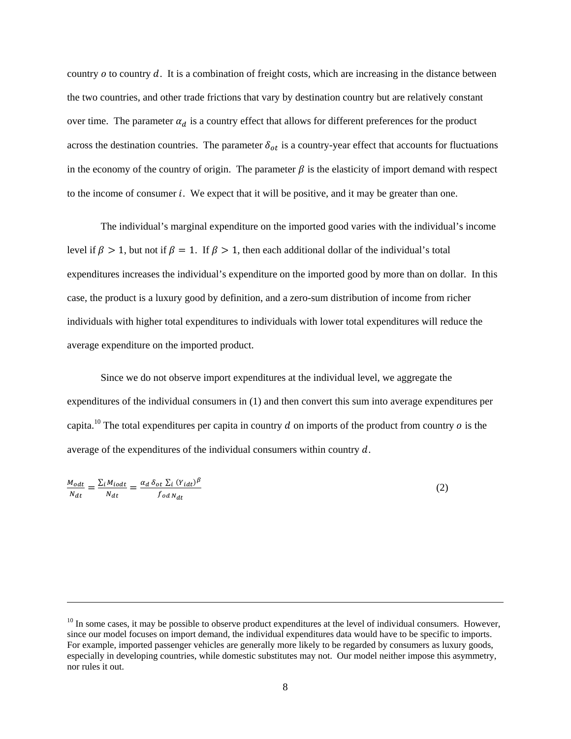country $o$ to country $d$. It is a combination of freight costs, which are increasing in the distance between the two countries, and other trade frictions that vary by destination country but are relatively constant over time. The parameter $\alpha_d$ is a country effect that allows for different preferences for the product across the destination countries. The parameter $\delta_{ot}$ is a country-year effect that accounts for fluctuations in the economy of the country of origin. The parameter $\beta$ is the elasticity of import demand with respect to the income of consumer $i$. We expect that it will be positive, and it may be greater than one.

The individual's marginal expenditure on the imported good varies with the individual's income level if $\beta > 1$, but not if $\beta = 1$. If $\beta > 1$, then each additional dollar of the individual's total expenditures increases the individual's expenditure on the imported good by more than on dollar. In this case, the product is a luxury good by definition, and a zero-sum distribution of income from richer individuals with higher total expenditures to individuals with lower total expenditures will reduce the average expenditure on the imported product.

Since we do not observe import expenditures at the individual level, we aggregate the expenditures of the individual consumers in (1) and then convert this sum into average expenditures per capita.[10] The total expenditures per capita in country $d$ on imports of the product from country $o$ is the average of the expenditures of the individual consumers within country $d$.

$$\frac{M_{odt}}{N_{dt}} = \frac{\sum_i M_{iodt}}{N_{dt}} = \frac{\alpha_d \, \delta_{ot} \, \sum_i \, (Y_{idt})^{\beta}}{f_{od} \, N_{dt}} \tag{2}$$

[10] In some cases, it may be possible to observe product expenditures at the level of individual consumers. However, since our model focuses on import demand, the individual expenditures data would have to be specific to imports. For example, imported passenger vehicles are generally more likely to be regarded by consumers as luxury goods, especially in developing countries, while domestic substitutes may not. Our model neither impose this asymmetry, nor rules it out.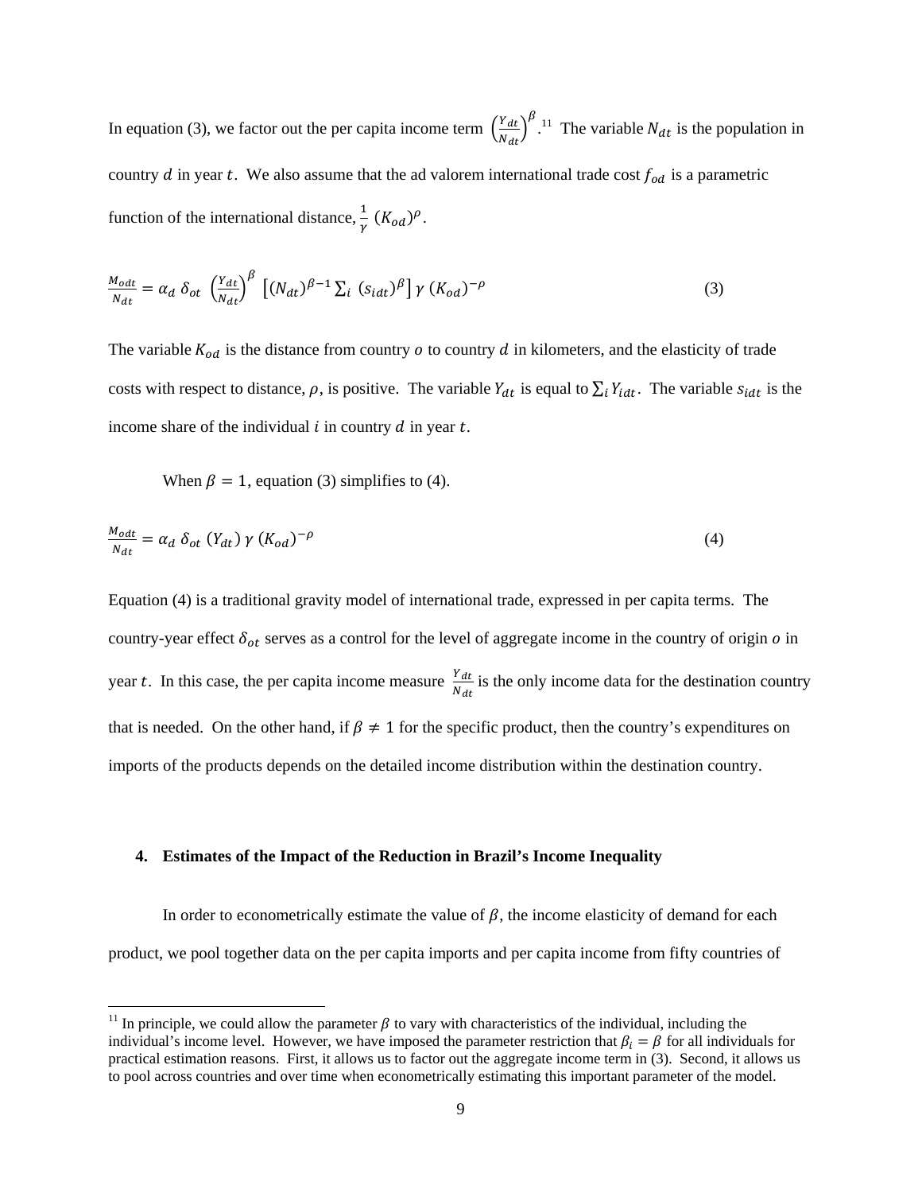In equation (3), we factor out the per capita income term $\left(\frac{Y_{dt}}{N_{dt}}\right)^{\beta}$.[11] The variable $N_{dt}$ is the population in country $d$ in year $t$. We also assume that the ad valorem international trade cost $f_{od}$ is a parametric function of the international distance, $\frac{1}{\gamma}\ (K_{od})^{\rho}$.

$$\frac{M_{odt}}{N_{dt}} = \alpha_d\ \delta_{ot}\ \left(\frac{Y_{dt}}{N_{dt}}\right)^{\beta}\ \left[(N_{dt})^{\beta-1}\sum_i\ (s_{idt})^{\beta}\right]\gamma\ (K_{od})^{-\rho} \tag{3}$$

The variable $K_{od}$ is the distance from country $o$ to country $d$ in kilometers, and the elasticity of trade costs with respect to distance, $\rho$, is positive. The variable $Y_{dt}$ is equal to $\sum_i Y_{idt}$. The variable $s_{idt}$ is the income share of the individual $i$ in country $d$ in year $t$.

When $\beta = 1$, equation (3) simplifies to (4).

$$\frac{M_{odt}}{N_{dt}} = \alpha_d\ \delta_{ot}\ (Y_{dt})\ \gamma\ (K_{od})^{-\rho} \tag{4}$$

Equation (4) is a traditional gravity model of international trade, expressed in per capita terms. The country-year effect $\delta_{ot}$ serves as a control for the level of aggregate income in the country of origin $o$ in year $t$. In this case, the per capita income measure $\frac{Y_{dt}}{N_{dt}}$ is the only income data for the destination country that is needed. On the other hand, if $\beta \neq 1$ for the specific product, then the country's expenditures on imports of the products depends on the detailed income distribution within the destination country.

## 4. Estimates of the Impact of the Reduction in Brazil's Income Inequality

In order to econometrically estimate the value of $\beta$, the income elasticity of demand for each product, we pool together data on the per capita imports and per capita income from fifty countries of

[11] In principle, we could allow the parameter $\beta$ to vary with characteristics of the individual, including the individual's income level. However, we have imposed the parameter restriction that $\beta_i = \beta$ for all individuals for practical estimation reasons. First, it allows us to factor out the aggregate income term in (3). Second, it allows us to pool across countries and over time when econometrically estimating this important parameter of the model.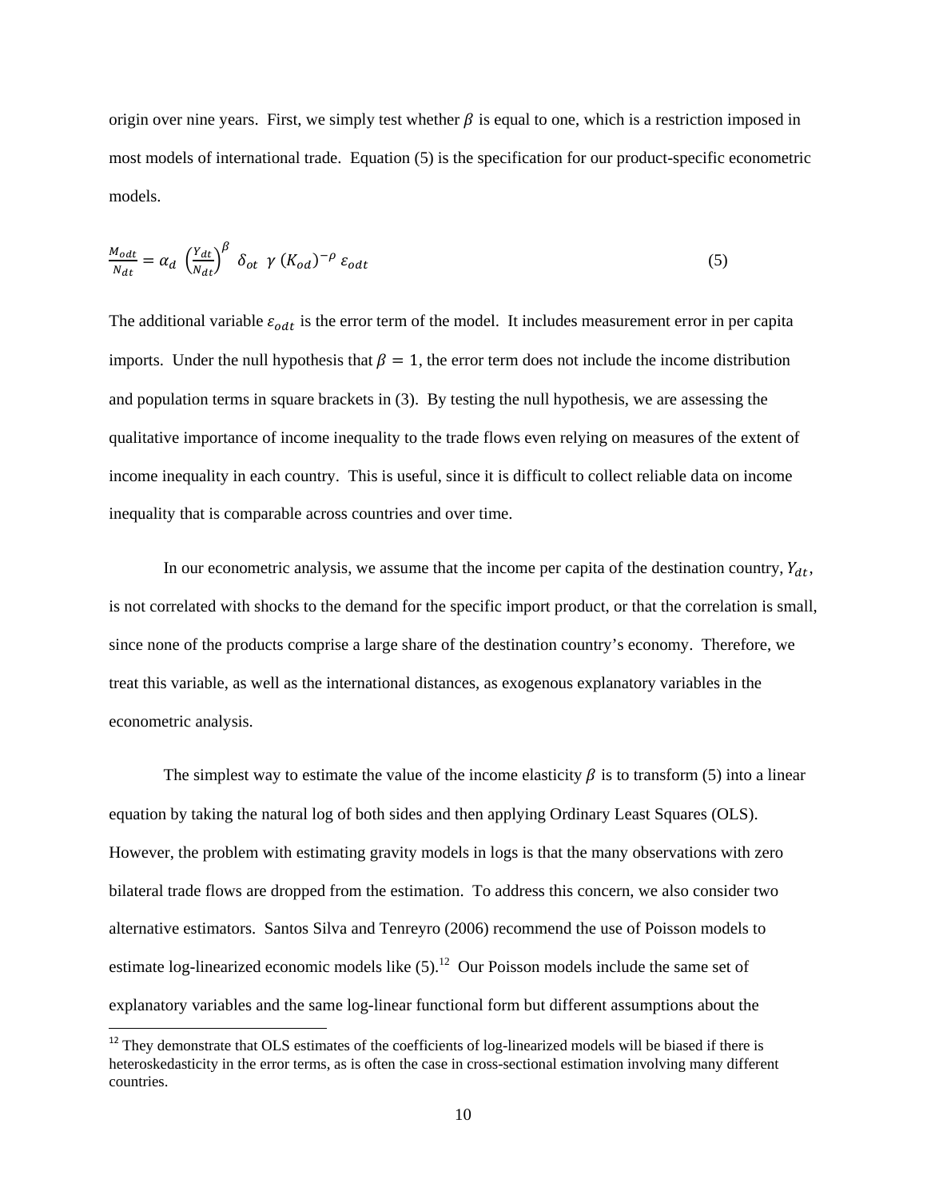origin over nine years. First, we simply test whether $\beta$ is equal to one, which is a restriction imposed in most models of international trade. Equation (5) is the specification for our product-specific econometric models.

$$\frac{M_{odt}}{N_{dt}} = \alpha_d \left(\frac{Y_{dt}}{N_{dt}}\right)^{\beta} \delta_{ot} \ \gamma \ (K_{od})^{-\rho} \ \varepsilon_{odt} \tag{5}$$

The additional variable $\varepsilon_{odt}$ is the error term of the model. It includes measurement error in per capita imports. Under the null hypothesis that $\beta = 1$, the error term does not include the income distribution and population terms in square brackets in (3). By testing the null hypothesis, we are assessing the qualitative importance of income inequality to the trade flows even relying on measures of the extent of income inequality in each country. This is useful, since it is difficult to collect reliable data on income inequality that is comparable across countries and over time.

In our econometric analysis, we assume that the income per capita of the destination country, $Y_{dt}$, is not correlated with shocks to the demand for the specific import product, or that the correlation is small, since none of the products comprise a large share of the destination country's economy. Therefore, we treat this variable, as well as the international distances, as exogenous explanatory variables in the econometric analysis.

The simplest way to estimate the value of the income elasticity $\beta$ is to transform (5) into a linear equation by taking the natural log of both sides and then applying Ordinary Least Squares (OLS). However, the problem with estimating gravity models in logs is that the many observations with zero bilateral trade flows are dropped from the estimation. To address this concern, we also consider two alternative estimators. Santos Silva and Tenreyro (2006) recommend the use of Poisson models to estimate log-linearized economic models like (5).[12] Our Poisson models include the same set of explanatory variables and the same log-linear functional form but different assumptions about the

[12] They demonstrate that OLS estimates of the coefficients of log-linearized models will be biased if there is heteroskedasticity in the error terms, as is often the case in cross-sectional estimation involving many different countries.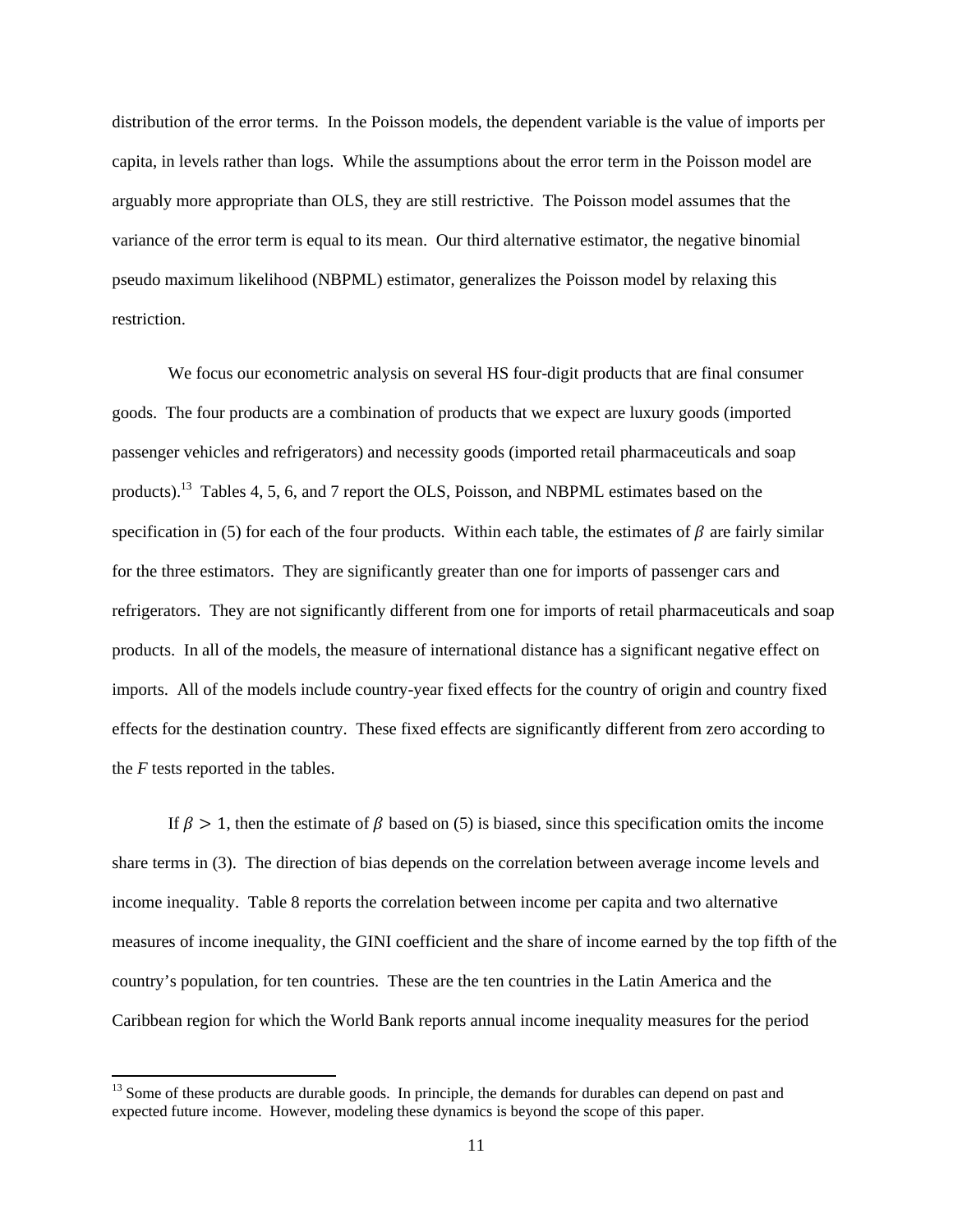distribution of the error terms. In the Poisson models, the dependent variable is the value of imports per capita, in levels rather than logs. While the assumptions about the error term in the Poisson model are arguably more appropriate than OLS, they are still restrictive. The Poisson model assumes that the variance of the error term is equal to its mean. Our third alternative estimator, the negative binomial pseudo maximum likelihood (NBPML) estimator, generalizes the Poisson model by relaxing this restriction.

We focus our econometric analysis on several HS four-digit products that are final consumer goods. The four products are a combination of products that we expect are luxury goods (imported passenger vehicles and refrigerators) and necessity goods (imported retail pharmaceuticals and soap products).[13] Tables 4, 5, 6, and 7 report the OLS, Poisson, and NBPML estimates based on the specification in (5) for each of the four products. Within each table, the estimates of $\beta$ are fairly similar for the three estimators. They are significantly greater than one for imports of passenger cars and refrigerators. They are not significantly different from one for imports of retail pharmaceuticals and soap products. In all of the models, the measure of international distance has a significant negative effect on imports. All of the models include country-year fixed effects for the country of origin and country fixed effects for the destination country. These fixed effects are significantly different from zero according to the *F* tests reported in the tables.

If $\beta > 1$, then the estimate of $\beta$ based on (5) is biased, since this specification omits the income share terms in (3). The direction of bias depends on the correlation between average income levels and income inequality. Table 8 reports the correlation between income per capita and two alternative measures of income inequality, the GINI coefficient and the share of income earned by the top fifth of the country's population, for ten countries. These are the ten countries in the Latin America and the Caribbean region for which the World Bank reports annual income inequality measures for the period

[13] Some of these products are durable goods. In principle, the demands for durables can depend on past and expected future income. However, modeling these dynamics is beyond the scope of this paper.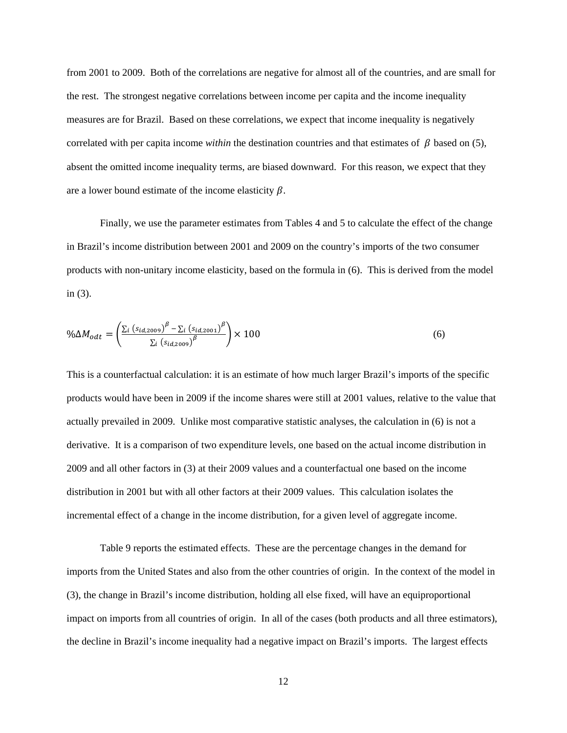from 2001 to 2009. Both of the correlations are negative for almost all of the countries, and are small for the rest. The strongest negative correlations between income per capita and the income inequality measures are for Brazil. Based on these correlations, we expect that income inequality is negatively correlated with per capita income *within* the destination countries and that estimates of $\beta$ based on (5), absent the omitted income inequality terms, are biased downward. For this reason, we expect that they are a lower bound estimate of the income elasticity $\beta$.

Finally, we use the parameter estimates from Tables 4 and 5 to calculate the effect of the change in Brazil's income distribution between 2001 and 2009 on the country's imports of the two consumer products with non-unitary income elasticity, based on the formula in (6). This is derived from the model in (3).

$$\%\Delta M_{odt} = \left( \frac{\sum_i \left(s_{id,2009}\right)^{\beta} - \sum_i \left(s_{id,2001}\right)^{\beta}}{\sum_i \left(s_{id,2009}\right)^{\beta}} \right) \times 100 \tag{6}$$

This is a counterfactual calculation: it is an estimate of how much larger Brazil's imports of the specific products would have been in 2009 if the income shares were still at 2001 values, relative to the value that actually prevailed in 2009. Unlike most comparative statistic analyses, the calculation in (6) is not a derivative. It is a comparison of two expenditure levels, one based on the actual income distribution in 2009 and all other factors in (3) at their 2009 values and a counterfactual one based on the income distribution in 2001 but with all other factors at their 2009 values. This calculation isolates the incremental effect of a change in the income distribution, for a given level of aggregate income.

Table 9 reports the estimated effects. These are the percentage changes in the demand for imports from the United States and also from the other countries of origin. In the context of the model in (3), the change in Brazil's income distribution, holding all else fixed, will have an equiproportional impact on imports from all countries of origin. In all of the cases (both products and all three estimators), the decline in Brazil's income inequality had a negative impact on Brazil's imports. The largest effects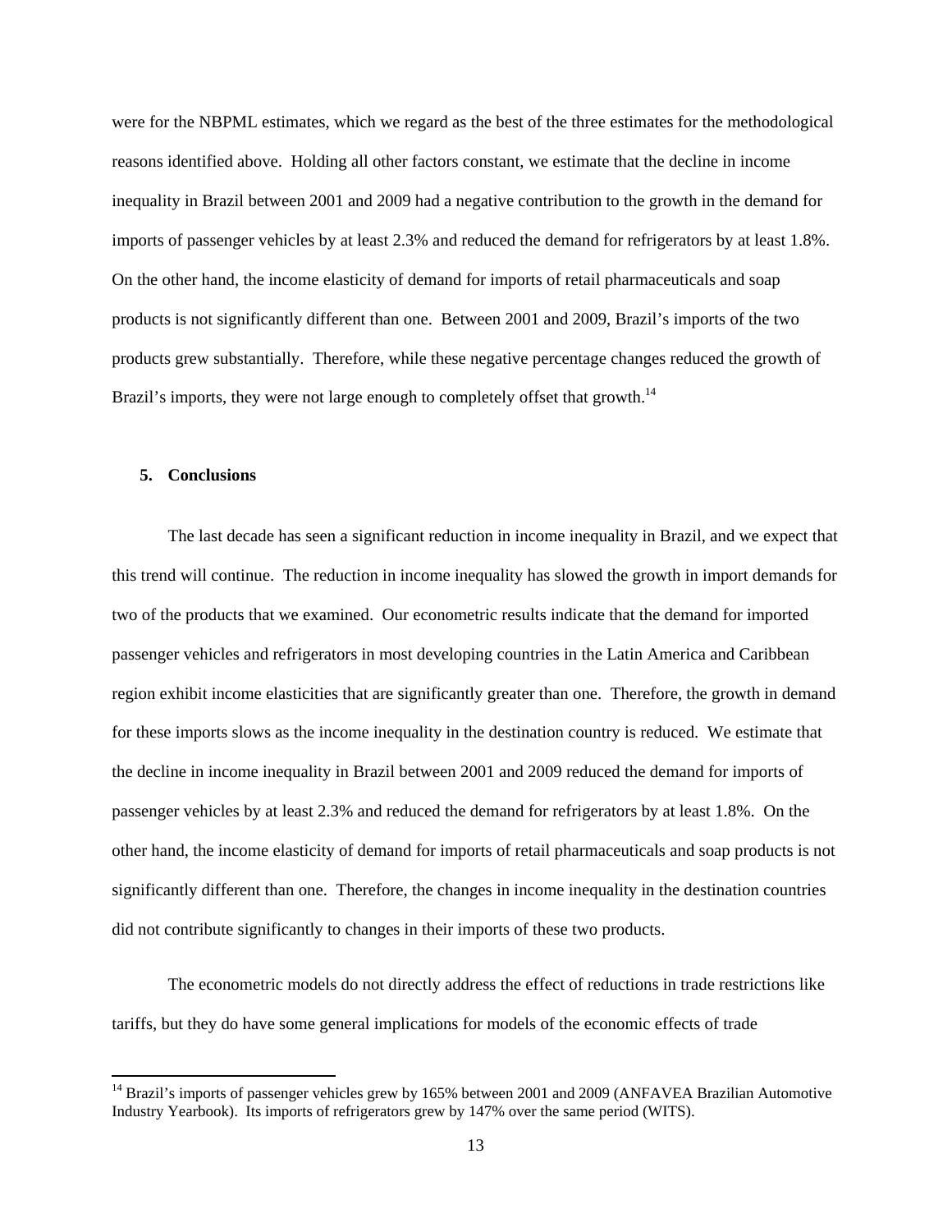were for the NBPML estimates, which we regard as the best of the three estimates for the methodological reasons identified above. Holding all other factors constant, we estimate that the decline in income inequality in Brazil between 2001 and 2009 had a negative contribution to the growth in the demand for imports of passenger vehicles by at least 2.3% and reduced the demand for refrigerators by at least 1.8%. On the other hand, the income elasticity of demand for imports of retail pharmaceuticals and soap products is not significantly different than one. Between 2001 and 2009, Brazil's imports of the two products grew substantially. Therefore, while these negative percentage changes reduced the growth of Brazil's imports, they were not large enough to completely offset that growth.[14]

## 5. Conclusions

The last decade has seen a significant reduction in income inequality in Brazil, and we expect that this trend will continue. The reduction in income inequality has slowed the growth in import demands for two of the products that we examined. Our econometric results indicate that the demand for imported passenger vehicles and refrigerators in most developing countries in the Latin America and Caribbean region exhibit income elasticities that are significantly greater than one. Therefore, the growth in demand for these imports slows as the income inequality in the destination country is reduced. We estimate that the decline in income inequality in Brazil between 2001 and 2009 reduced the demand for imports of passenger vehicles by at least 2.3% and reduced the demand for refrigerators by at least 1.8%. On the other hand, the income elasticity of demand for imports of retail pharmaceuticals and soap products is not significantly different than one. Therefore, the changes in income inequality in the destination countries did not contribute significantly to changes in their imports of these two products.

The econometric models do not directly address the effect of reductions in trade restrictions like tariffs, but they do have some general implications for models of the economic effects of trade

---

[14] Brazil's imports of passenger vehicles grew by 165% between 2001 and 2009 (ANFAVEA Brazilian Automotive Industry Yearbook). Its imports of refrigerators grew by 147% over the same period (WITS).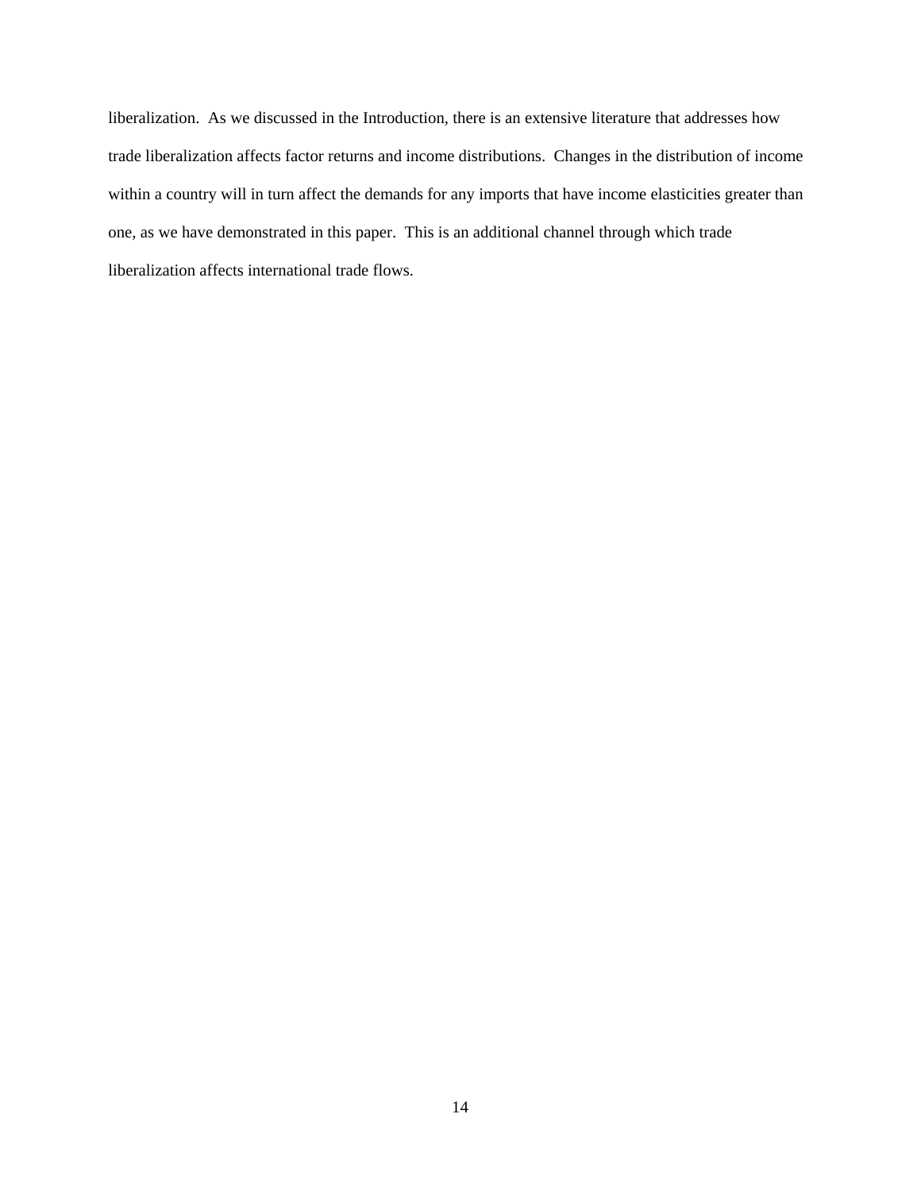liberalization. As we discussed in the Introduction, there is an extensive literature that addresses how trade liberalization affects factor returns and income distributions. Changes in the distribution of income within a country will in turn affect the demands for any imports that have income elasticities greater than one, as we have demonstrated in this paper. This is an additional channel through which trade liberalization affects international trade flows.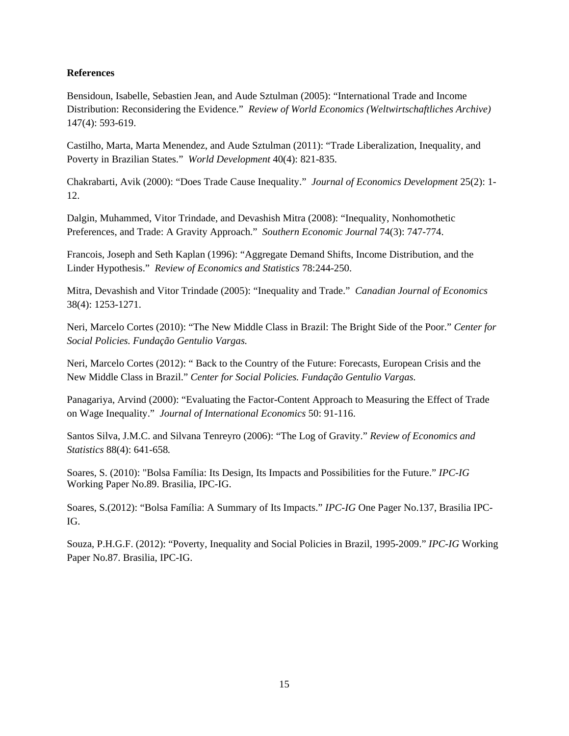**References**

Bensidoun, Isabelle, Sebastien Jean, and Aude Sztulman (2005): "International Trade and Income Distribution: Reconsidering the Evidence." *Review of World Economics (Weltwirtschaftliches Archive)* 147(4): 593-619.

Castilho, Marta, Marta Menendez, and Aude Sztulman (2011): "Trade Liberalization, Inequality, and Poverty in Brazilian States." *World Development* 40(4): 821-835.

Chakrabarti, Avik (2000): "Does Trade Cause Inequality." *Journal of Economics Development* 25(2): 1-12.

Dalgin, Muhammed, Vitor Trindade, and Devashish Mitra (2008): "Inequality, Nonhomothetic Preferences, and Trade: A Gravity Approach." *Southern Economic Journal* 74(3): 747-774.

Francois, Joseph and Seth Kaplan (1996): "Aggregate Demand Shifts, Income Distribution, and the Linder Hypothesis." *Review of Economics and Statistics* 78:244-250.

Mitra, Devashish and Vitor Trindade (2005): "Inequality and Trade." *Canadian Journal of Economics* 38(4): 1253-1271.

Neri, Marcelo Cortes (2010): "The New Middle Class in Brazil: The Bright Side of the Poor." *Center for Social Policies. Fundação Gentulio Vargas.*

Neri, Marcelo Cortes (2012): " Back to the Country of the Future: Forecasts, European Crisis and the New Middle Class in Brazil." *Center for Social Policies. Fundação Gentulio Vargas.*

Panagariya, Arvind (2000): "Evaluating the Factor-Content Approach to Measuring the Effect of Trade on Wage Inequality." *Journal of International Economics* 50: 91-116.

Santos Silva, J.M.C. and Silvana Tenreyro (2006): "The Log of Gravity." *Review of Economics and Statistics* 88(4): 641-658*.*

Soares, S. (2010): "Bolsa Família: Its Design, Its Impacts and Possibilities for the Future." *IPC-IG* Working Paper No.89. Brasilia, IPC-IG.

Soares, S.(2012): "Bolsa Família: A Summary of Its Impacts." *IPC-IG* One Pager No.137, Brasilia IPC-IG.

Souza, P.H.G.F. (2012): "Poverty, Inequality and Social Policies in Brazil, 1995-2009." *IPC-IG* Working Paper No.87. Brasilia, IPC-IG.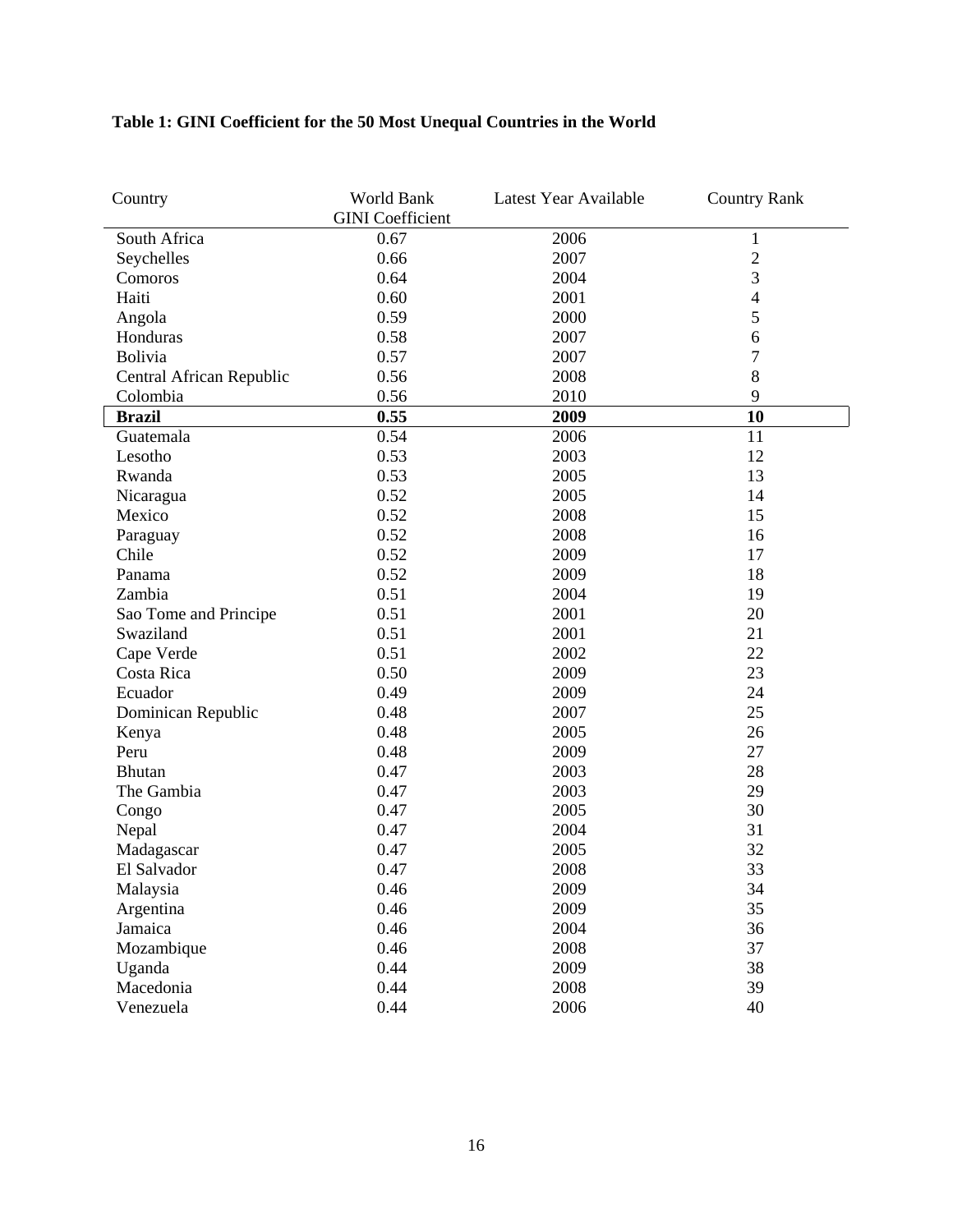**Table 1: GINI Coefficient for the 50 Most Unequal Countries in the World**

| Country | World Bank GINI Coefficient | Latest Year Available | Country Rank |
|---|---|---|---|
| South Africa | 0.67 | 2006 | 1 |
| Seychelles | 0.66 | 2007 | 2 |
| Comoros | 0.64 | 2004 | 3 |
| Haiti | 0.60 | 2001 | 4 |
| Angola | 0.59 | 2000 | 5 |
| Honduras | 0.58 | 2007 | 6 |
| Bolivia | 0.57 | 2007 | 7 |
| Central African Republic | 0.56 | 2008 | 8 |
| Colombia | 0.56 | 2010 | 9 |
| **Brazil** | **0.55** | **2009** | **10** |
| Guatemala | 0.54 | 2006 | 11 |
| Lesotho | 0.53 | 2003 | 12 |
| Rwanda | 0.53 | 2005 | 13 |
| Nicaragua | 0.52 | 2005 | 14 |
| Mexico | 0.52 | 2008 | 15 |
| Paraguay | 0.52 | 2008 | 16 |
| Chile | 0.52 | 2009 | 17 |
| Panama | 0.52 | 2009 | 18 |
| Zambia | 0.51 | 2004 | 19 |
| Sao Tome and Principe | 0.51 | 2001 | 20 |
| Swaziland | 0.51 | 2001 | 21 |
| Cape Verde | 0.51 | 2002 | 22 |
| Costa Rica | 0.50 | 2009 | 23 |
| Ecuador | 0.49 | 2009 | 24 |
| Dominican Republic | 0.48 | 2007 | 25 |
| Kenya | 0.48 | 2005 | 26 |
| Peru | 0.48 | 2009 | 27 |
| Bhutan | 0.47 | 2003 | 28 |
| The Gambia | 0.47 | 2003 | 29 |
| Congo | 0.47 | 2005 | 30 |
| Nepal | 0.47 | 2004 | 31 |
| Madagascar | 0.47 | 2005 | 32 |
| El Salvador | 0.47 | 2008 | 33 |
| Malaysia | 0.46 | 2009 | 34 |
| Argentina | 0.46 | 2009 | 35 |
| Jamaica | 0.46 | 2004 | 36 |
| Mozambique | 0.46 | 2008 | 37 |
| Uganda | 0.44 | 2009 | 38 |
| Macedonia | 0.44 | 2008 | 39 |
| Venezuela | 0.44 | 2006 | 40 |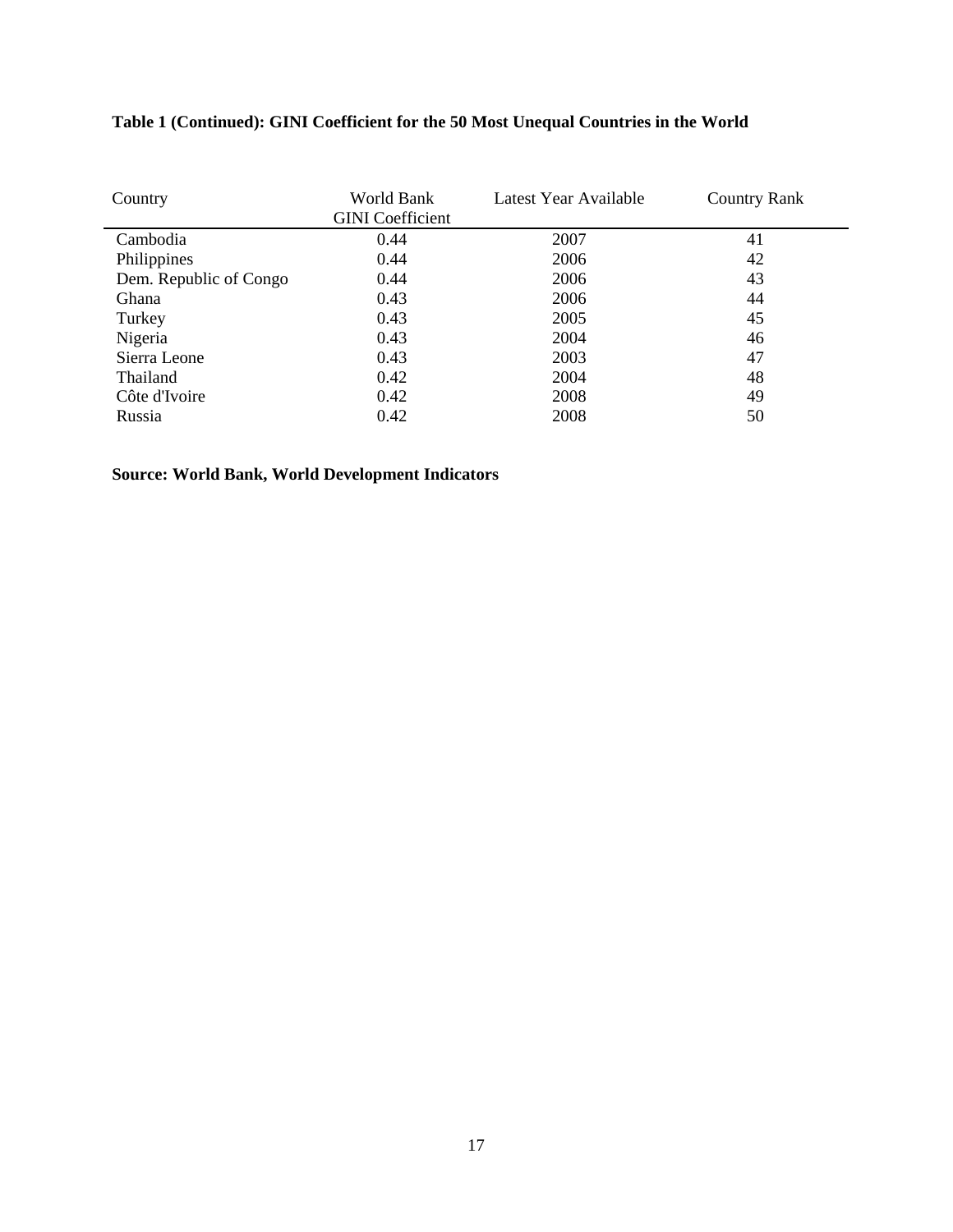**Table 1 (Continued): GINI Coefficient for the 50 Most Unequal Countries in the World**

| Country | World Bank GINI Coefficient | Latest Year Available | Country Rank |
|---|---|---|---|
| Cambodia | 0.44 | 2007 | 41 |
| Philippines | 0.44 | 2006 | 42 |
| Dem. Republic of Congo | 0.44 | 2006 | 43 |
| Ghana | 0.43 | 2006 | 44 |
| Turkey | 0.43 | 2005 | 45 |
| Nigeria | 0.43 | 2004 | 46 |
| Sierra Leone | 0.43 | 2003 | 47 |
| Thailand | 0.42 | 2004 | 48 |
| Côte d'Ivoire | 0.42 | 2008 | 49 |
| Russia | 0.42 | 2008 | 50 |

**Source: World Bank, World Development Indicators**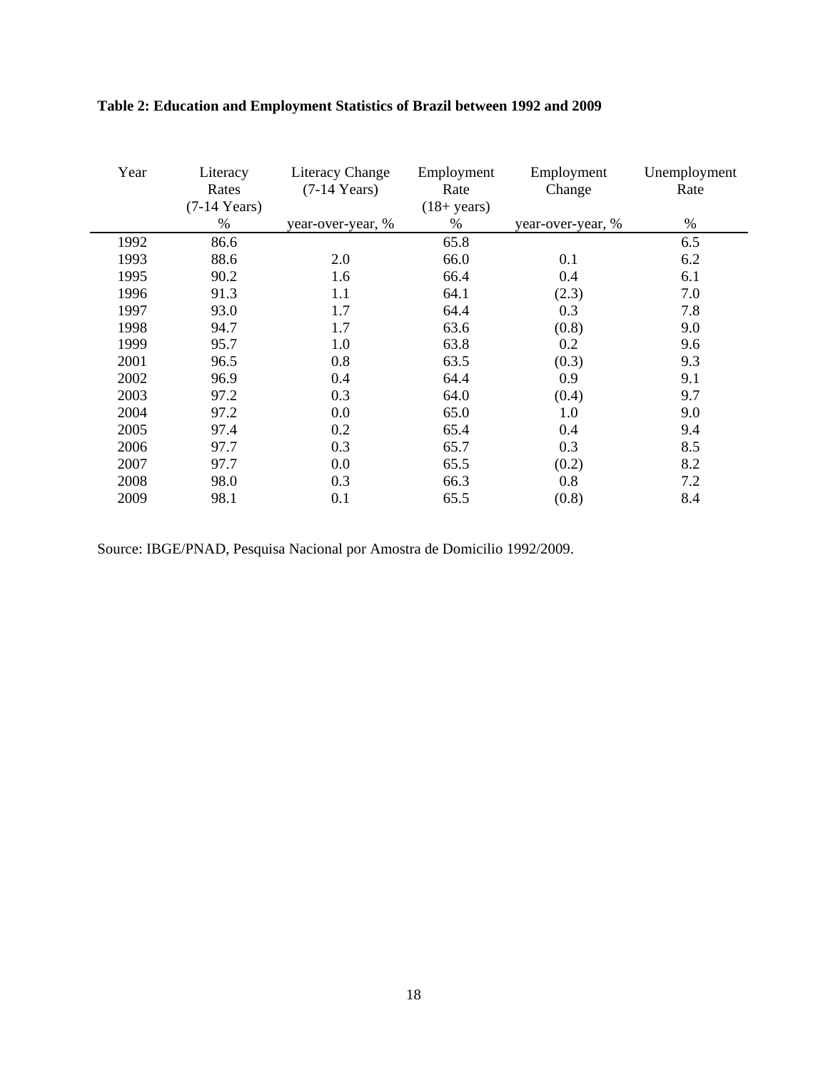**Table 2: Education and Employment Statistics of Brazil between 1992 and 2009**

| Year | Literacy Rates (7-14 Years) | Literacy Change (7-14 Years) | Employment Rate (18+ years) | Employment Change | Unemployment Rate |
|---|---|---|---|---|---|
| | % | year-over-year, % | % | year-over-year, % | % |
| 1992 | 86.6 | | 65.8 | | 6.5 |
| 1993 | 88.6 | 2.0 | 66.0 | 0.1 | 6.2 |
| 1995 | 90.2 | 1.6 | 66.4 | 0.4 | 6.1 |
| 1996 | 91.3 | 1.1 | 64.1 | (2.3) | 7.0 |
| 1997 | 93.0 | 1.7 | 64.4 | 0.3 | 7.8 |
| 1998 | 94.7 | 1.7 | 63.6 | (0.8) | 9.0 |
| 1999 | 95.7 | 1.0 | 63.8 | 0.2 | 9.6 |
| 2001 | 96.5 | 0.8 | 63.5 | (0.3) | 9.3 |
| 2002 | 96.9 | 0.4 | 64.4 | 0.9 | 9.1 |
| 2003 | 97.2 | 0.3 | 64.0 | (0.4) | 9.7 |
| 2004 | 97.2 | 0.0 | 65.0 | 1.0 | 9.0 |
| 2005 | 97.4 | 0.2 | 65.4 | 0.4 | 9.4 |
| 2006 | 97.7 | 0.3 | 65.7 | 0.3 | 8.5 |
| 2007 | 97.7 | 0.0 | 65.5 | (0.2) | 8.2 |
| 2008 | 98.0 | 0.3 | 66.3 | 0.8 | 7.2 |
| 2009 | 98.1 | 0.1 | 65.5 | (0.8) | 8.4 |

Source: IBGE/PNAD, Pesquisa Nacional por Amostra de Domicilio 1992/2009.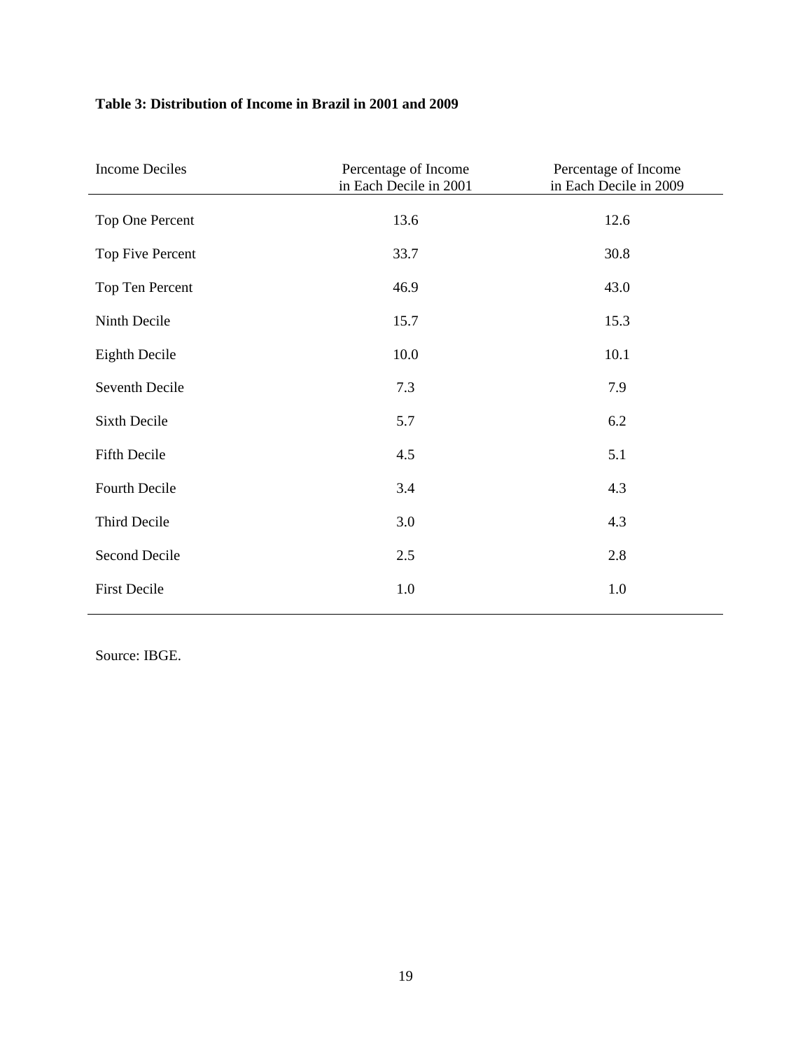**Table 3: Distribution of Income in Brazil in 2001 and 2009**

| Income Deciles | Percentage of Income in Each Decile in 2001 | Percentage of Income in Each Decile in 2009 |
|---|---|---|
| Top One Percent | 13.6 | 12.6 |
| Top Five Percent | 33.7 | 30.8 |
| Top Ten Percent | 46.9 | 43.0 |
| Ninth Decile | 15.7 | 15.3 |
| Eighth Decile | 10.0 | 10.1 |
| Seventh Decile | 7.3 | 7.9 |
| Sixth Decile | 5.7 | 6.2 |
| Fifth Decile | 4.5 | 5.1 |
| Fourth Decile | 3.4 | 4.3 |
| Third Decile | 3.0 | 4.3 |
| Second Decile | 2.5 | 2.8 |
| First Decile | 1.0 | 1.0 |

Source: IBGE.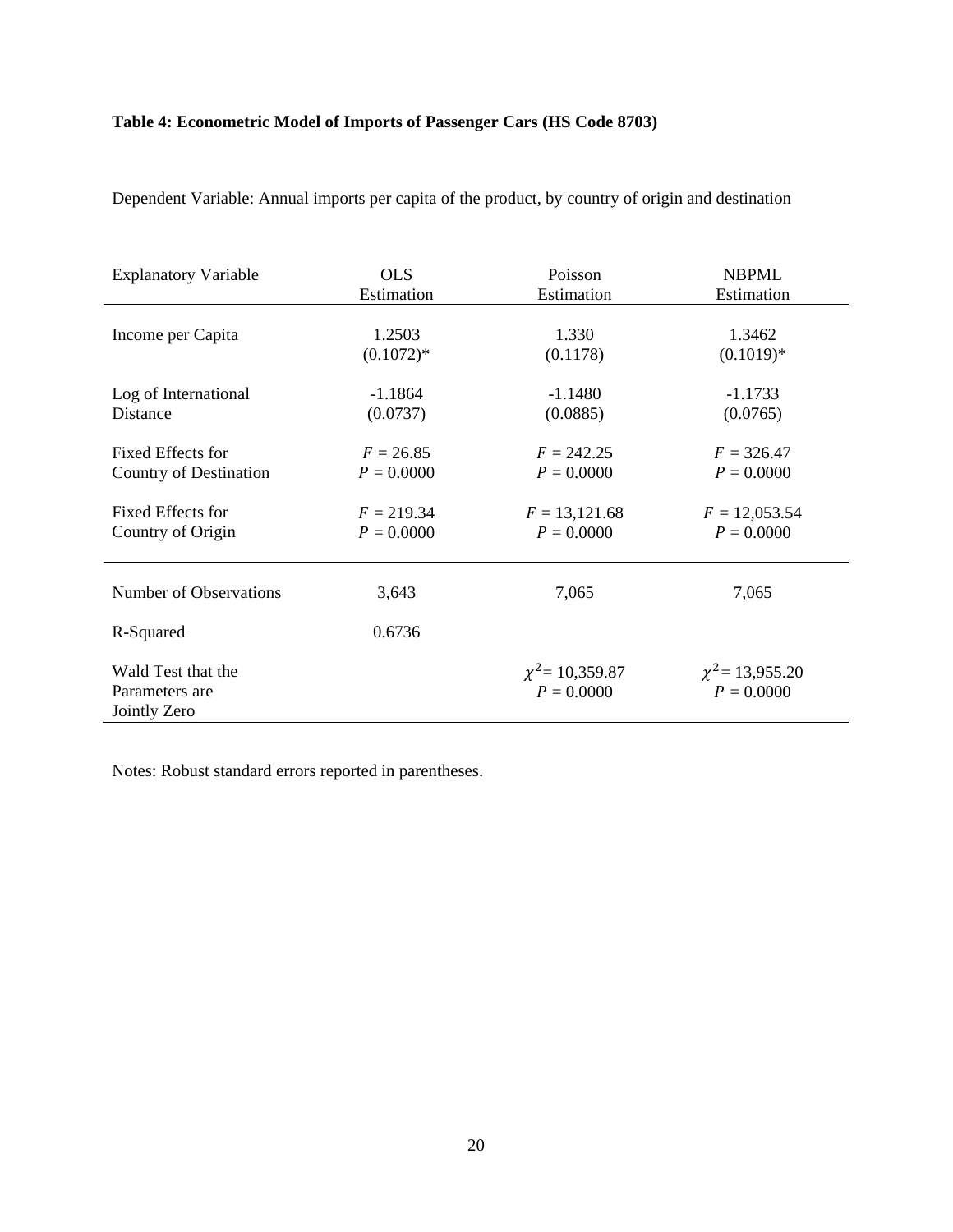**Table 4: Econometric Model of Imports of Passenger Cars (HS Code 8703)**

Dependent Variable: Annual imports per capita of the product, by country of origin and destination

| Explanatory Variable | OLS Estimation | Poisson Estimation | NBPML Estimation |
|---|---|---|---|
| Income per Capita | 1.2503<br>(0.1072)* | 1.330<br>(0.1178) | 1.3462<br>(0.1019)* |
| Log of International Distance | -1.1864<br>(0.0737) | -1.1480<br>(0.0885) | -1.1733<br>(0.0765) |
| Fixed Effects for Country of Destination | $F$ = 26.85<br>$P$ = 0.0000 | $F$ = 242.25<br>$P$ = 0.0000 | $F$ = 326.47<br>$P$ = 0.0000 |
| Fixed Effects for Country of Origin | $F$ = 219.34<br>$P$ = 0.0000 | $F$ = 13,121.68<br>$P$ = 0.0000 | $F$ = 12,053.54<br>$P$ = 0.0000 |
| Number of Observations | 3,643 | 7,065 | 7,065 |
| R-Squared | 0.6736 | | |
| Wald Test that the Parameters are Jointly Zero | | $\chi^2$= 10,359.87<br>$P$ = 0.0000 | $\chi^2$= 13,955.20<br>$P$ = 0.0000 |

Notes: Robust standard errors reported in parentheses.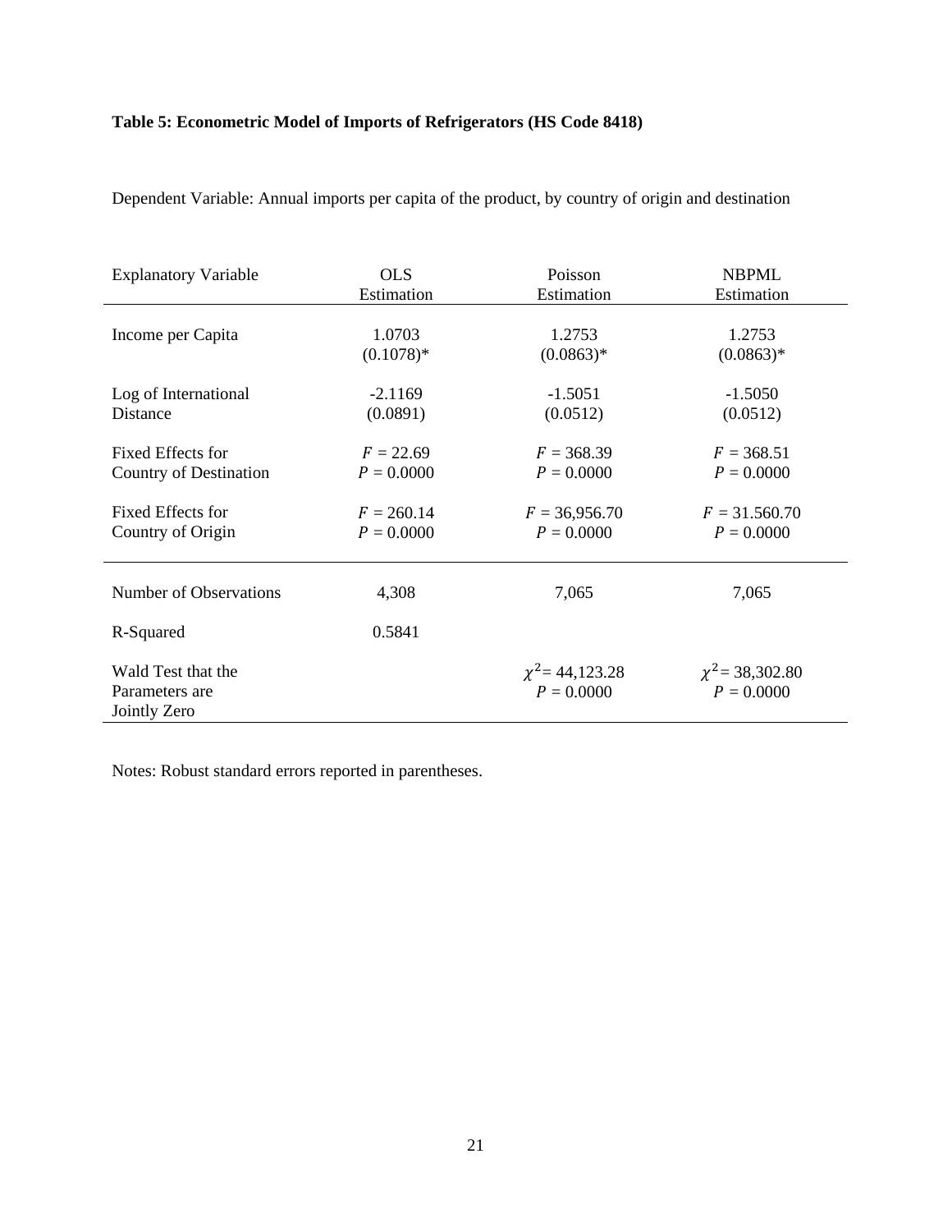**Table 5: Econometric Model of Imports of Refrigerators (HS Code 8418)**

Dependent Variable: Annual imports per capita of the product, by country of origin and destination

| Explanatory Variable | OLS Estimation | Poisson Estimation | NBPML Estimation |
|---|---|---|---|
| Income per Capita | 1.0703<br>(0.1078)* | 1.2753<br>(0.0863)* | 1.2753<br>(0.0863)* |
| Log of International Distance | -2.1169<br>(0.0891) | -1.5051<br>(0.0512) | -1.5050<br>(0.0512) |
| Fixed Effects for Country of Destination | $F$ = 22.69<br>$P$ = 0.0000 | $F$ = 368.39<br>$P$ = 0.0000 | $F$ = 368.51<br>$P$ = 0.0000 |
| Fixed Effects for Country of Origin | $F$ = 260.14<br>$P$ = 0.0000 | $F$ = 36,956.70<br>$P$ = 0.0000 | $F$ = 31.560.70<br>$P$ = 0.0000 |
| Number of Observations | 4,308 | 7,065 | 7,065 |
| R-Squared | 0.5841 | | |
| Wald Test that the Parameters are Jointly Zero | | $\chi^2$= 44,123.28<br>$P$ = 0.0000 | $\chi^2$= 38,302.80<br>$P$ = 0.0000 |

Notes: Robust standard errors reported in parentheses.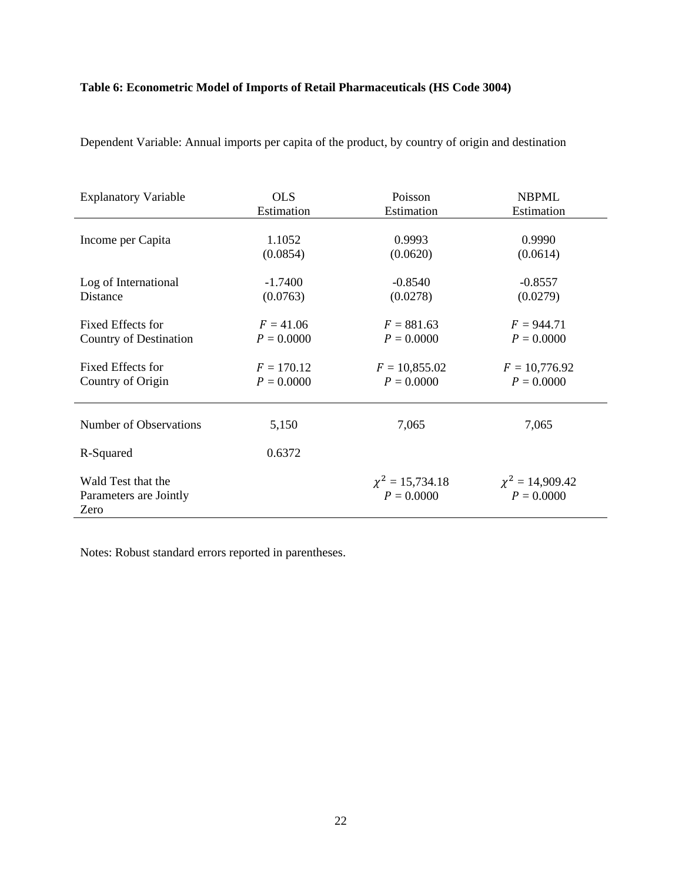**Table 6: Econometric Model of Imports of Retail Pharmaceuticals (HS Code 3004)**

Dependent Variable: Annual imports per capita of the product, by country of origin and destination

| Explanatory Variable | OLS Estimation | Poisson Estimation | NBPML Estimation |
|---|---|---|---|
| Income per Capita | 1.1052<br>(0.0854) | 0.9993<br>(0.0620) | 0.9990<br>(0.0614) |
| Log of International Distance | -1.7400<br>(0.0763) | -0.8540<br>(0.0278) | -0.8557<br>(0.0279) |
| Fixed Effects for Country of Destination | $F$ = 41.06<br>$P$ = 0.0000 | $F$ = 881.63<br>$P$ = 0.0000 | $F$ = 944.71<br>$P$ = 0.0000 |
| Fixed Effects for Country of Origin | $F$ = 170.12<br>$P$ = 0.0000 | $F$ = 10,855.02<br>$P$ = 0.0000 | $F$ = 10,776.92<br>$P$ = 0.0000 |
| Number of Observations | 5,150 | 7,065 | 7,065 |
| R-Squared | 0.6372 | | |
| Wald Test that the Parameters are Jointly Zero | | $\chi^2$ = 15,734.18<br>$P$ = 0.0000 | $\chi^2$ = 14,909.42<br>$P$ = 0.0000 |

Notes: Robust standard errors reported in parentheses.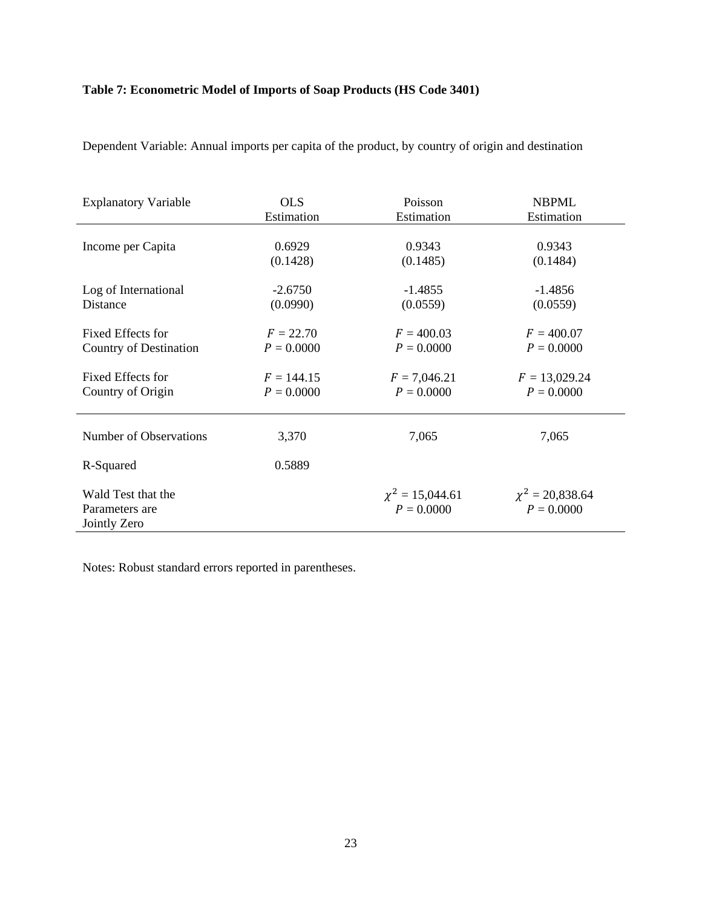**Table 7: Econometric Model of Imports of Soap Products (HS Code 3401)**

Dependent Variable: Annual imports per capita of the product, by country of origin and destination

| Explanatory Variable | OLS Estimation | Poisson Estimation | NBPML Estimation |
|---|---|---|---|
| Income per Capita | 0.6929<br>(0.1428) | 0.9343<br>(0.1485) | 0.9343<br>(0.1484) |
| Log of International Distance | -2.6750<br>(0.0990) | -1.4855<br>(0.0559) | -1.4856<br>(0.0559) |
| Fixed Effects for Country of Destination | $F$ = 22.70<br>$P$ = 0.0000 | $F$ = 400.03<br>$P$ = 0.0000 | $F$ = 400.07<br>$P$ = 0.0000 |
| Fixed Effects for Country of Origin | $F$ = 144.15<br>$P$ = 0.0000 | $F$ = 7,046.21<br>$P$ = 0.0000 | $F$ = 13,029.24<br>$P$ = 0.0000 |
| Number of Observations | 3,370 | 7,065 | 7,065 |
| R-Squared | 0.5889 | | |
| Wald Test that the Parameters are Jointly Zero | | $\chi^2$ = 15,044.61<br>$P$ = 0.0000 | $\chi^2$ = 20,838.64<br>$P$ = 0.0000 |

Notes: Robust standard errors reported in parentheses.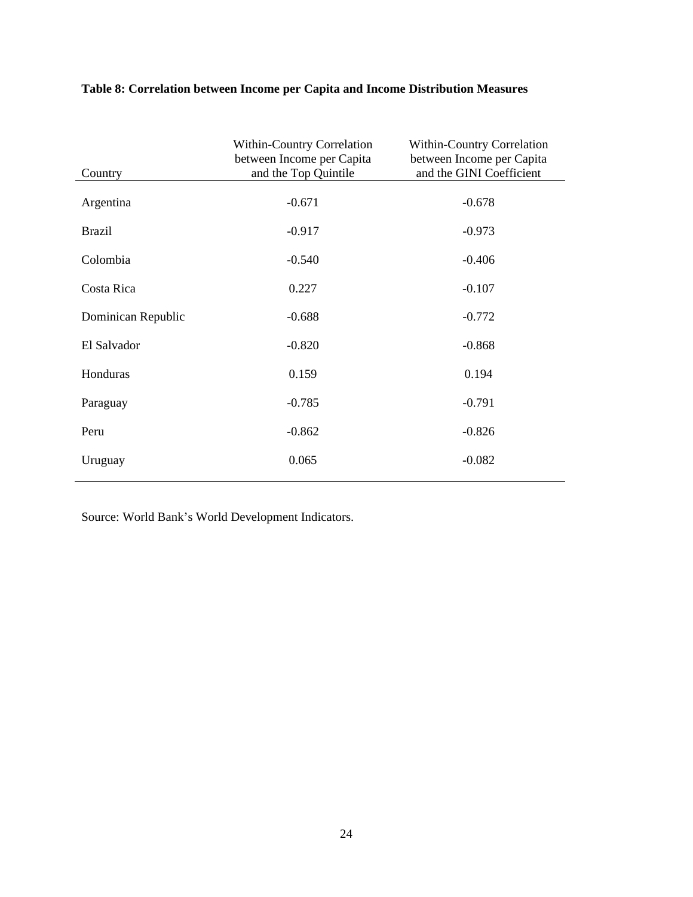**Table 8: Correlation between Income per Capita and Income Distribution Measures**

| Country | Within-Country Correlation between Income per Capita and the Top Quintile | Within-Country Correlation between Income per Capita and the GINI Coefficient |
|---|---|---|
| Argentina | -0.671 | -0.678 |
| Brazil | -0.917 | -0.973 |
| Colombia | -0.540 | -0.406 |
| Costa Rica | 0.227 | -0.107 |
| Dominican Republic | -0.688 | -0.772 |
| El Salvador | -0.820 | -0.868 |
| Honduras | 0.159 | 0.194 |
| Paraguay | -0.785 | -0.791 |
| Peru | -0.862 | -0.826 |
| Uruguay | 0.065 | -0.082 |

Source: World Bank's World Development Indicators.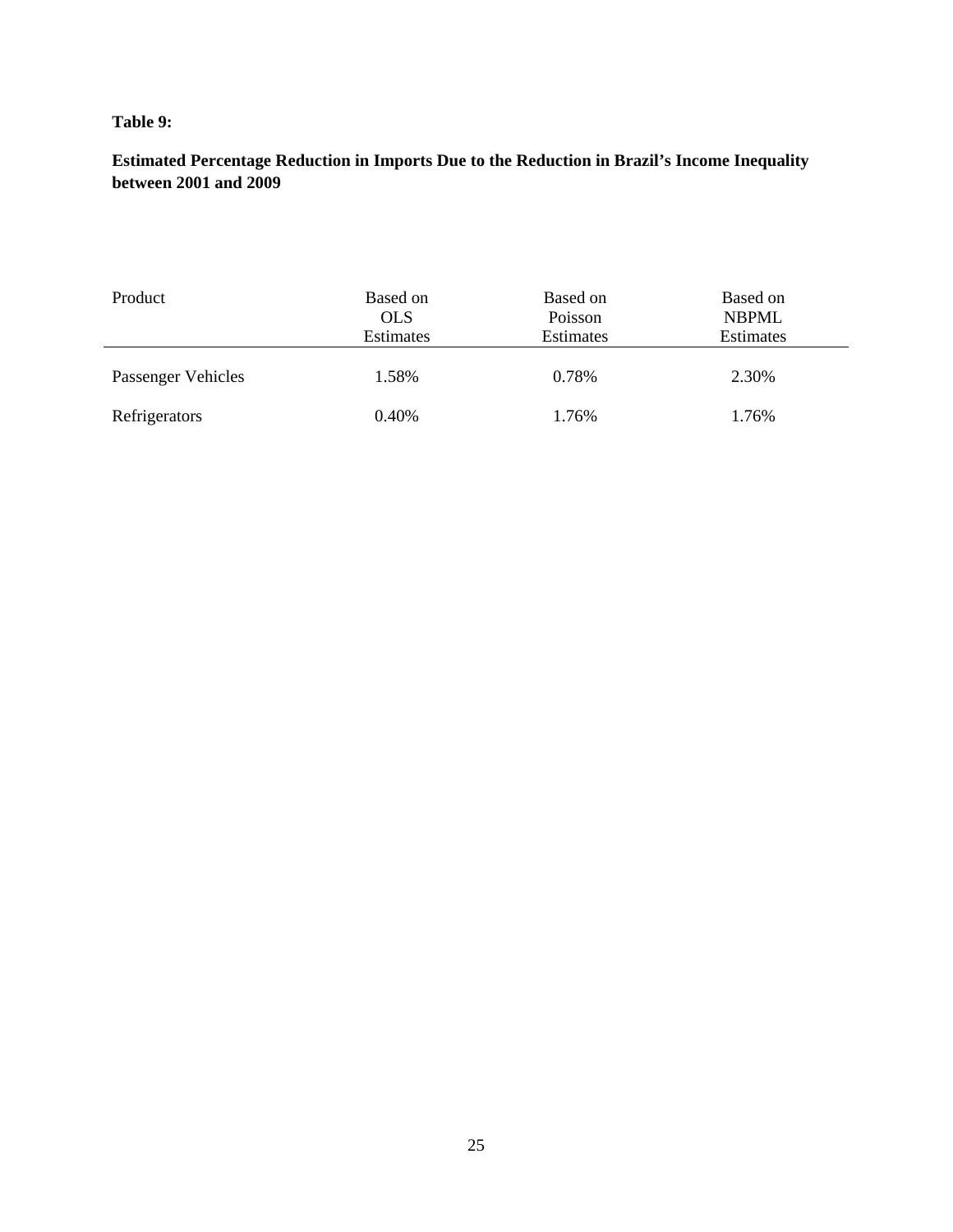**Table 9:**

**Estimated Percentage Reduction in Imports Due to the Reduction in Brazil's Income Inequality between 2001 and 2009**

| Product | Based on OLS Estimates | Based on Poisson Estimates | Based on NBPML Estimates |
|---|---|---|---|
| Passenger Vehicles | 1.58% | 0.78% | 2.30% |
| Refrigerators | 0.40% | 1.76% | 1.76% |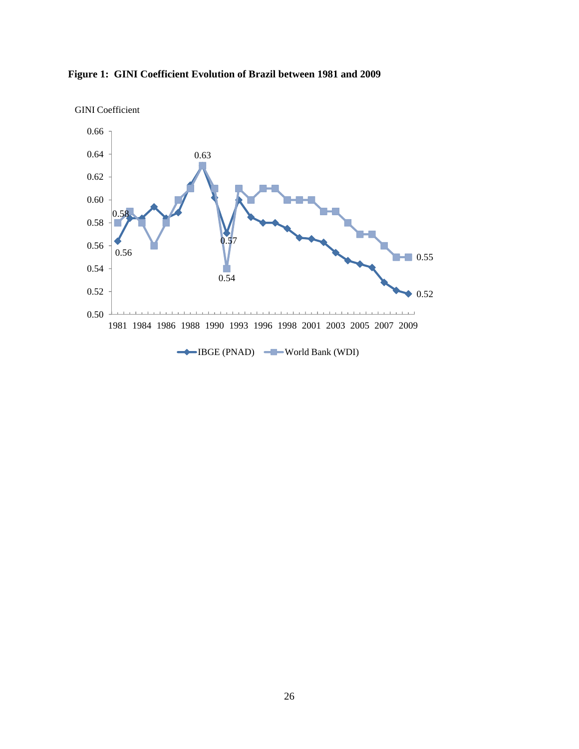**Figure 1: GINI Coefficient Evolution of Brazil between 1981 and 2009**

GINI Coefficient

0.66
0.64
0.62
0.60
0.58
0.56
0.54
0.52
0.50

0.63
0.58
0.56
0.57
0.54
0.55
0.52

1981 1984 1986 1988 1990 1993 1996 1998 2001 2003 2005 2007 2009

IBGE (PNAD) World Bank (WDI)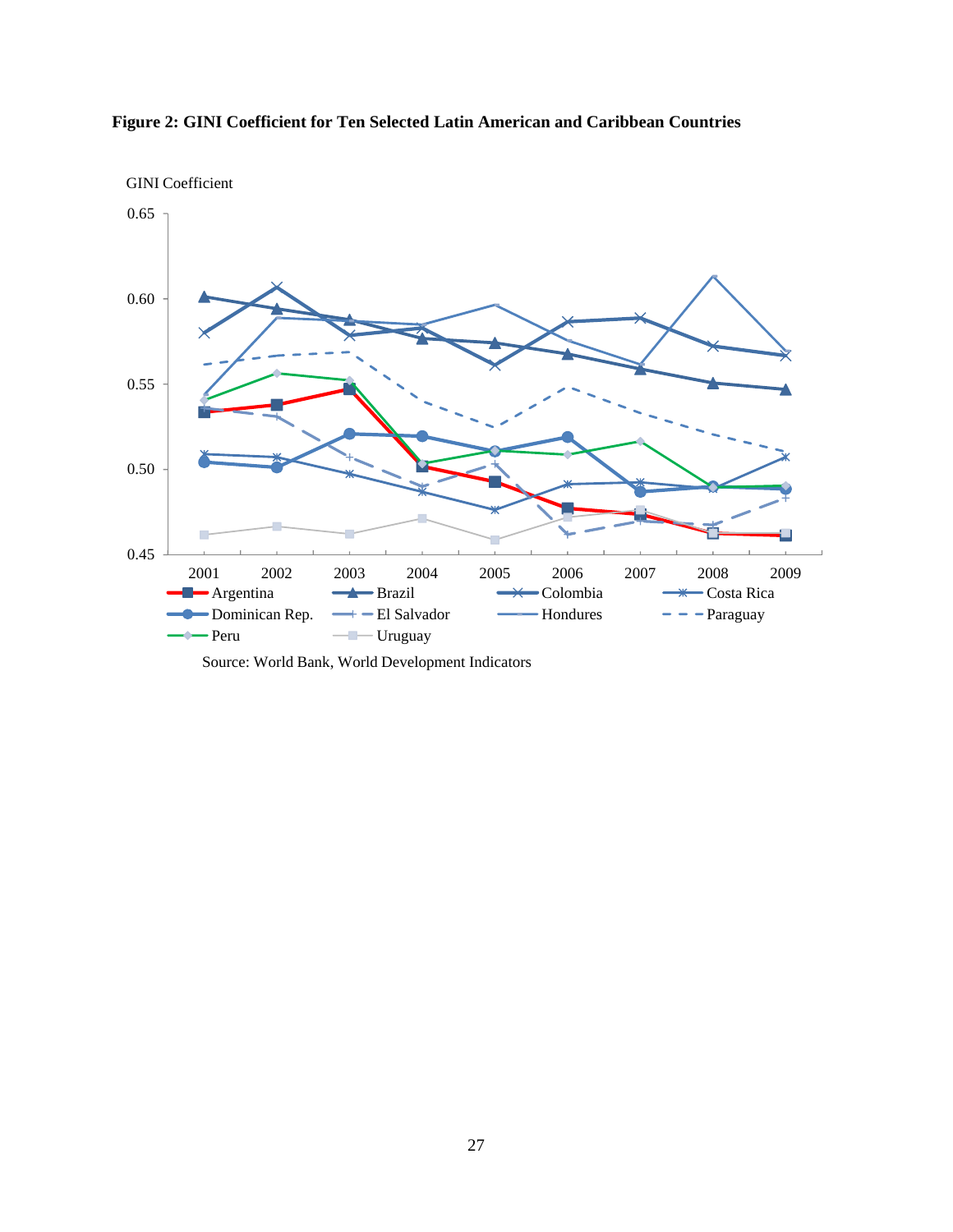**Figure 2: GINI Coefficient for Ten Selected Latin American and Caribbean Countries**

GINI Coefficient

0.65
0.60
0.55
0.50
0.45

2001 2002 2003 2004 2005 2006 2007 2008 2009

Argentina
Brazil
Colombia
Costa Rica
Dominican Rep.
El Salvador
Hondures
Paraguay
Peru
Uruguay

Source: World Bank, World Development Indicators